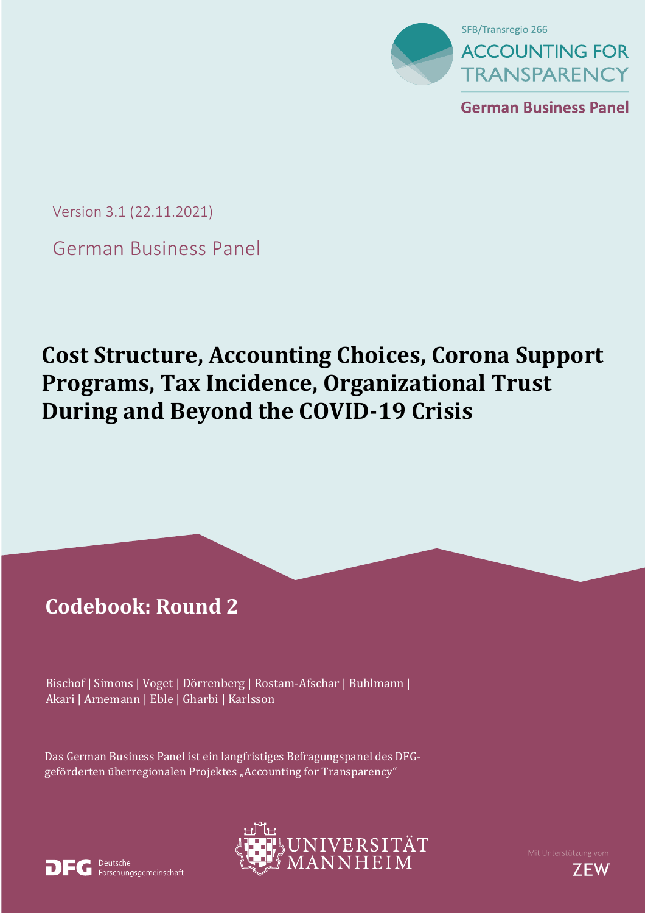SFB/Transregio 266

ACCOUNTING FOR TRANSPARENCY

German Business Panel

Version 3.1 (22.11.2021)

German Business Panel

# Cost Structure, Accounting Choices, Corona Support Programs, Tax Incidence, Organizational Trust During and Beyond the COVID-19 Crisis

## Codebook: Round 2

Bischof | Simons | Voget | Dörrenberg | Rostam-Afschar | Buhlmann | Akari | Arnemann | Eble | Gharbi | Karlsson

Das German Business Panel ist ein langfristiges Befragungspanel des DFG-geförderten überregionalen Projektes „Accounting for Transparency“

DFG Deutsche Forschungsgemeinschaft

UNIVERSITÄT MANNHEIM

Mit Unterstützung vom ZEW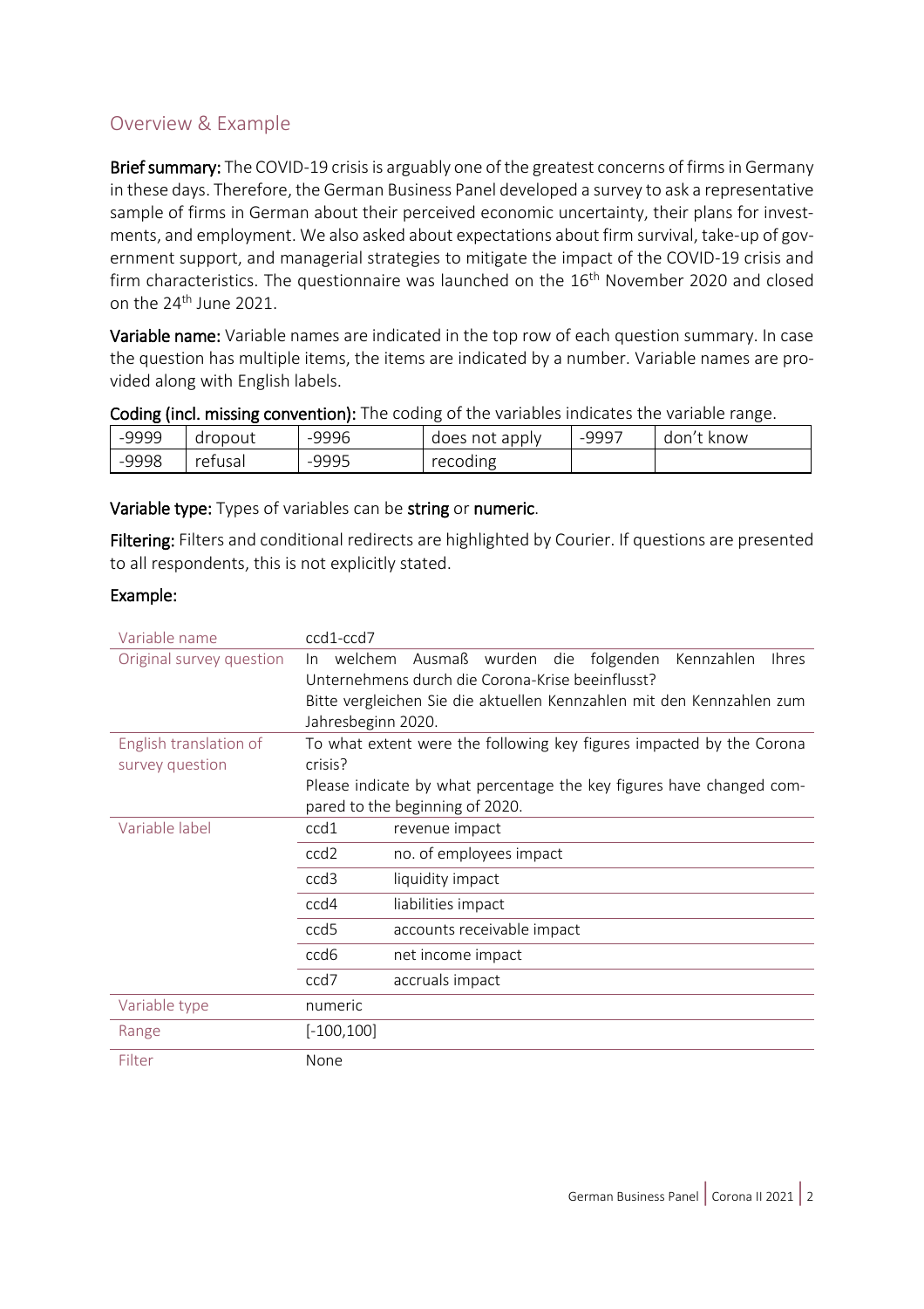## Overview & Example

**Brief summary:** The COVID-19 crisis is arguably one of the greatest concerns of firms in Germany in these days. Therefore, the German Business Panel developed a survey to ask a representative sample of firms in German about their perceived economic uncertainty, their plans for investments, and employment. We also asked about expectations about firm survival, take-up of government support, and managerial strategies to mitigate the impact of the COVID-19 crisis and firm characteristics. The questionnaire was launched on the 16th November 2020 and closed on the 24th June 2021.

**Variable name:** Variable names are indicated in the top row of each question summary. In case the question has multiple items, the items are indicated by a number. Variable names are provided along with English labels.

**Coding (incl. missing convention):** The coding of the variables indicates the variable range.

| -9999 | dropout | -9996 | does not apply | -9997 | don't know |
|---|---|---|---|---|---|
| -9998 | refusal | -9995 | recoding | | |

**Variable type:** Types of variables can be **string** or **numeric**.

**Filtering:** Filters and conditional redirects are highlighted by Courier. If questions are presented to all respondents, this is not explicitly stated.

**Example:**

| Variable name | ccd1-ccd7 | |
|---|---|---|
| Original survey question | In welchem Ausmaß wurden die folgenden Kennzahlen Ihres Unternehmens durch die Corona-Krise beeinflusst? Bitte vergleichen Sie die aktuellen Kennzahlen mit den Kennzahlen zum Jahresbeginn 2020. | |
| English translation of survey question | To what extent were the following key figures impacted by the Corona crisis? Please indicate by what percentage the key figures have changed compared to the beginning of 2020. | |
| Variable label | ccd1 | revenue impact |
| | ccd2 | no. of employees impact |
| | ccd3 | liquidity impact |
| | ccd4 | liabilities impact |
| | ccd5 | accounts receivable impact |
| | ccd6 | net income impact |
| | ccd7 | accruals impact |
| Variable type | numeric | |
| Range | [-100,100] | |
| Filter | None | |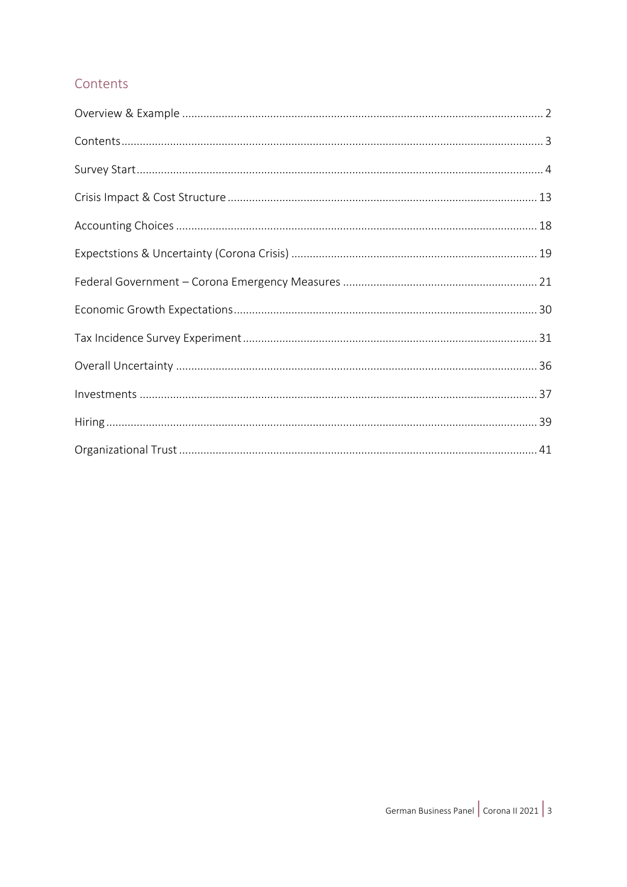## Contents

Overview & Example ........................................................................................................ 2

Contents .......................................................................................................................... 3

Survey Start .................................................................................................................... 4

Crisis Impact & Cost Structure ..................................................................................... 13

Accounting Choices ...................................................................................................... 18

Expectstions & Uncertainty (Corona Crisis) ................................................................. 19

Federal Government – Corona Emergency Measures ................................................. 21

Economic Growth Expectations .................................................................................... 30

Tax Incidence Survey Experiment ................................................................................. 31

Overall Uncertainty ....................................................................................................... 36

Investments ................................................................................................................... 37

Hiring ............................................................................................................................. 39

Organizational Trust ...................................................................................................... 41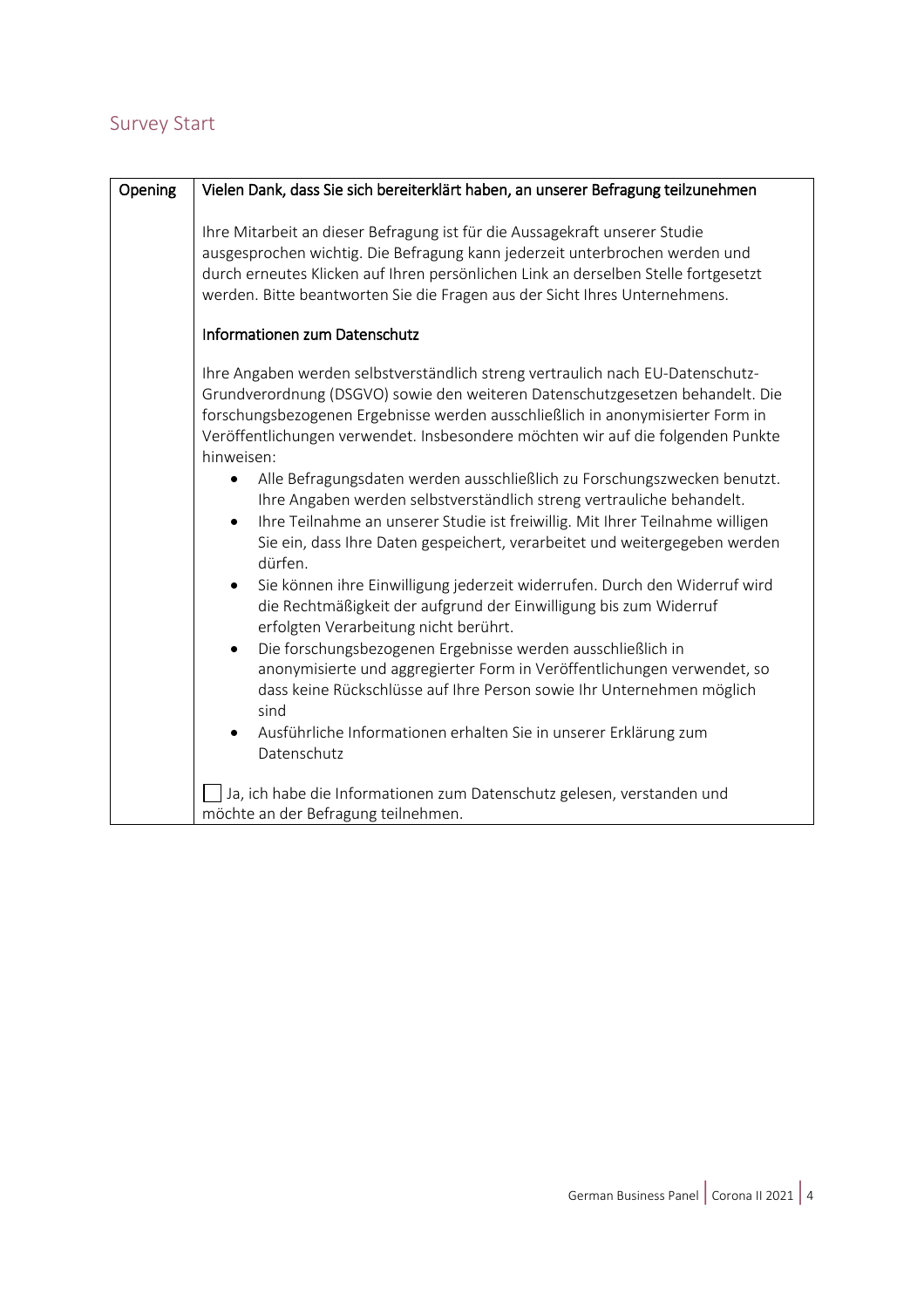## Survey Start

| Opening | Vielen Dank, dass Sie sich bereiterklärt haben, an unserer Befragung teilzunehmen<br><br>Ihre Mitarbeit an dieser Befragung ist für die Aussagekraft unserer Studie ausgesprochen wichtig. Die Befragung kann jederzeit unterbrochen werden und durch erneutes Klicken auf Ihren persönlichen Link an derselben Stelle fortgesetzt werden. Bitte beantworten Sie die Fragen aus der Sicht Ihres Unternehmens.<br><br>Informationen zum Datenschutz<br><br>Ihre Angaben werden selbstverständlich streng vertraulich nach EU-Datenschutz-Grundverordnung (DSGVO) sowie den weiteren Datenschutzgesetzen behandelt. Die forschungsbezogenen Ergebnisse werden ausschließlich in anonymisierter Form in Veröffentlichungen verwendet. Insbesondere möchten wir auf die folgenden Punkte hinweisen:<br>• Alle Befragungsdaten werden ausschließlich zu Forschungszwecken benutzt. Ihre Angaben werden selbstverständlich streng vertrauliche behandelt.<br>• Ihre Teilnahme an unserer Studie ist freiwillig. Mit Ihrer Teilnahme willigen Sie ein, dass Ihre Daten gespeichert, verarbeitet und weitergegeben werden dürfen.<br>• Sie können ihre Einwilligung jederzeit widerrufen. Durch den Widerruf wird die Rechtmäßigkeit der aufgrund der Einwilligung bis zum Widerruf erfolgten Verarbeitung nicht berührt.<br>• Die forschungsbezogenen Ergebnisse werden ausschließlich in anonymisierte und aggregierter Form in Veröffentlichungen verwendet, so dass keine Rückschlüsse auf Ihre Person sowie Ihr Unternehmen möglich sind<br>• Ausführliche Informationen erhalten Sie in unserer Erklärung zum Datenschutz<br><br>☐ Ja, ich habe die Informationen zum Datenschutz gelesen, verstanden und möchte an der Befragung teilnehmen. |
|---|---|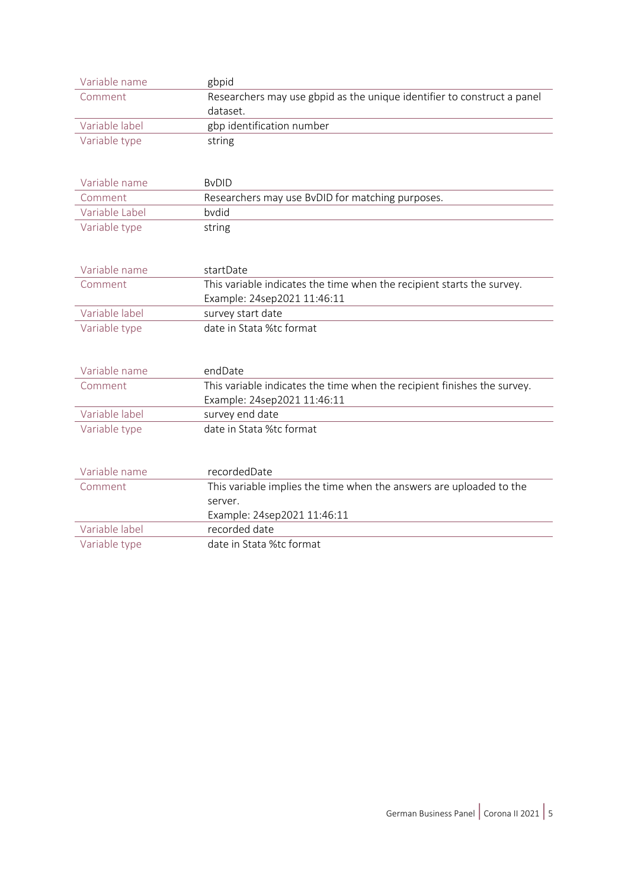| Variable name | gbpid |
|---|---|
| Comment | Researchers may use gbpid as the unique identifier to construct a panel dataset. |
| Variable label | gbp identification number |
| Variable type | string |

| Variable name | BvDID |
|---|---|
| Comment | Researchers may use BvDID for matching purposes. |
| Variable Label | bvdid |
| Variable type | string |

| Variable name | startDate |
|---|---|
| Comment | This variable indicates the time when the recipient starts the survey. Example: 24sep2021 11:46:11 |
| Variable label | survey start date |
| Variable type | date in Stata %tc format |

| Variable name | endDate |
|---|---|
| Comment | This variable indicates the time when the recipient finishes the survey. Example: 24sep2021 11:46:11 |
| Variable label | survey end date |
| Variable type | date in Stata %tc format |

| Variable name | recordedDate |
|---|---|
| Comment | This variable implies the time when the answers are uploaded to the server. Example: 24sep2021 11:46:11 |
| Variable label | recorded date |
| Variable type | date in Stata %tc format |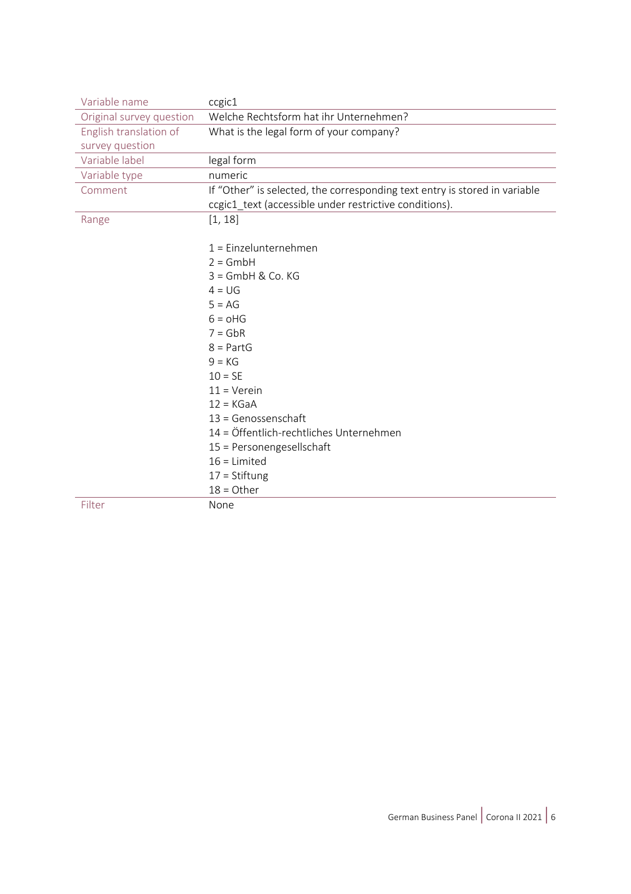| Variable name | ccgic1 |
|---|---|
| Original survey question | Welche Rechtsform hat ihr Unternehmen? |
| English translation of survey question | What is the legal form of your company? |
| Variable label | legal form |
| Variable type | numeric |
| Comment | If "Other" is selected, the corresponding text entry is stored in variable ccgic1_text (accessible under restrictive conditions). |
| Range | [1, 18]<br><br>1 = Einzelunternehmen<br>2 = GmbH<br>3 = GmbH & Co. KG<br>4 = UG<br>5 = AG<br>6 = oHG<br>7 = GbR<br>8 = PartG<br>9 = KG<br>10 = SE<br>11 = Verein<br>12 = KGaA<br>13 = Genossenschaft<br>14 = Öffentlich-rechtliches Unternehmen<br>15 = Personengesellschaft<br>16 = Limited<br>17 = Stiftung<br>18 = Other |
| Filter | None |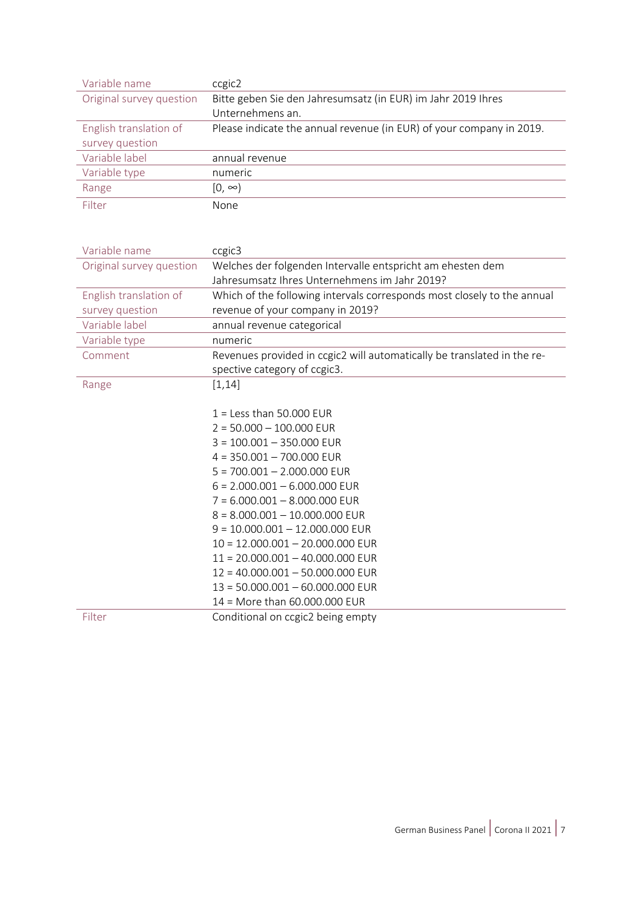| Variable name | ccgic2 |
| --- | --- |
| Original survey question | Bitte geben Sie den Jahresumsatz (in EUR) im Jahr 2019 Ihres Unternehmens an. |
| English translation of survey question | Please indicate the annual revenue (in EUR) of your company in 2019. |
| Variable label | annual revenue |
| Variable type | numeric |
| Range | [0, ∞) |
| Filter | None |

| Variable name | ccgic3 |
| --- | --- |
| Original survey question | Welches der folgenden Intervalle entspricht am ehesten dem Jahresumsatz Ihres Unternehmens im Jahr 2019? |
| English translation of survey question | Which of the following intervals corresponds most closely to the annual revenue of your company in 2019? |
| Variable label | annual revenue categorical |
| Variable type | numeric |
| Comment | Revenues provided in ccgic2 will automatically be translated in the respective category of ccgic3. |
| Range | [1,14]<br><br>1 = Less than 50.000 EUR<br>2 = 50.000 – 100.000 EUR<br>3 = 100.001 – 350.000 EUR<br>4 = 350.001 – 700.000 EUR<br>5 = 700.001 – 2.000.000 EUR<br>6 = 2.000.001 – 6.000.000 EUR<br>7 = 6.000.001 – 8.000.000 EUR<br>8 = 8.000.001 – 10.000.000 EUR<br>9 = 10.000.001 – 12.000.000 EUR<br>10 = 12.000.001 – 20.000.000 EUR<br>11 = 20.000.001 – 40.000.000 EUR<br>12 = 40.000.001 – 50.000.000 EUR<br>13 = 50.000.001 – 60.000.000 EUR<br>14 = More than 60.000.000 EUR |
| Filter | Conditional on ccgic2 being empty |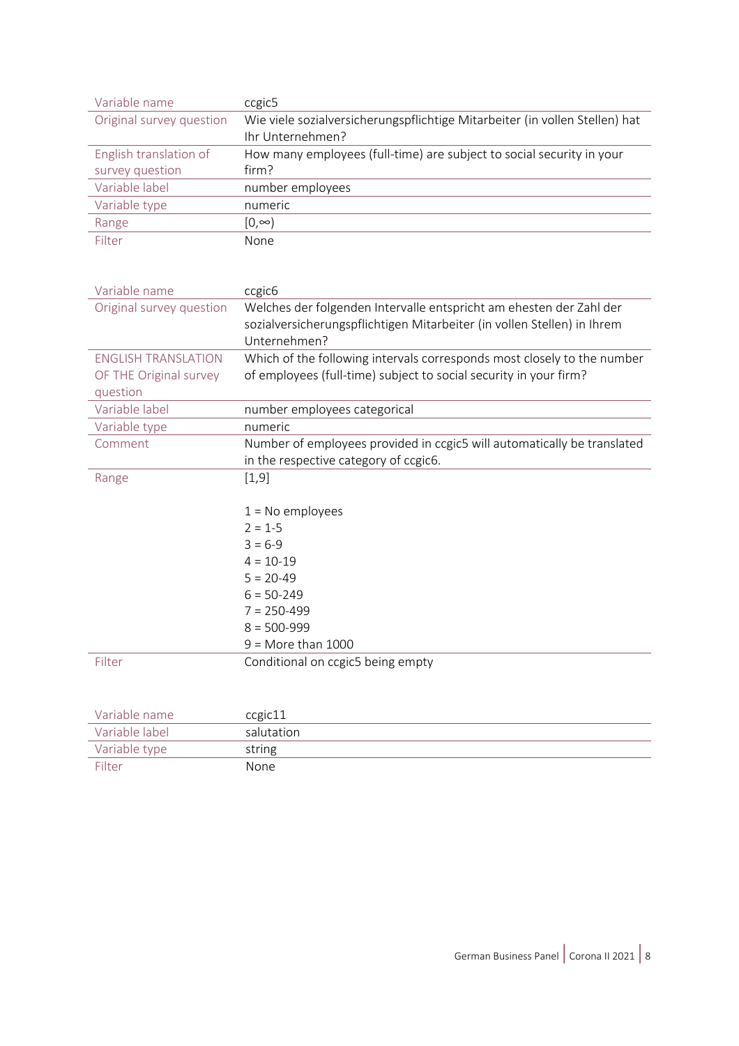| Variable name | ccgic5 |
|---|---|
| Original survey question | Wie viele sozialversicherungspflichtige Mitarbeiter (in vollen Stellen) hat Ihr Unternehmen? |
| English translation of survey question | How many employees (full-time) are subject to social security in your firm? |
| Variable label | number employees |
| Variable type | numeric |
| Range | [0,∞) |
| Filter | None |

| Variable name | ccgic6 |
|---|---|
| Original survey question | Welches der folgenden Intervalle entspricht am ehesten der Zahl der sozialversicherungspflichtigen Mitarbeiter (in vollen Stellen) in Ihrem Unternehmen? |
| ENGLISH TRANSLATION OF THE Original survey question | Which of the following intervals corresponds most closely to the number of employees (full-time) subject to social security in your firm? |
| Variable label | number employees categorical |
| Variable type | numeric |
| Comment | Number of employees provided in ccgic5 will automatically be translated in the respective category of ccgic6. |
| Range | [1,9]<br><br>1 = No employees<br>2 = 1-5<br>3 = 6-9<br>4 = 10-19<br>5 = 20-49<br>6 = 50-249<br>7 = 250-499<br>8 = 500-999<br>9 = More than 1000 |
| Filter | Conditional on ccgic5 being empty |

| Variable name | ccgic11 |
|---|---|
| Variable label | salutation |
| Variable type | string |
| Filter | None |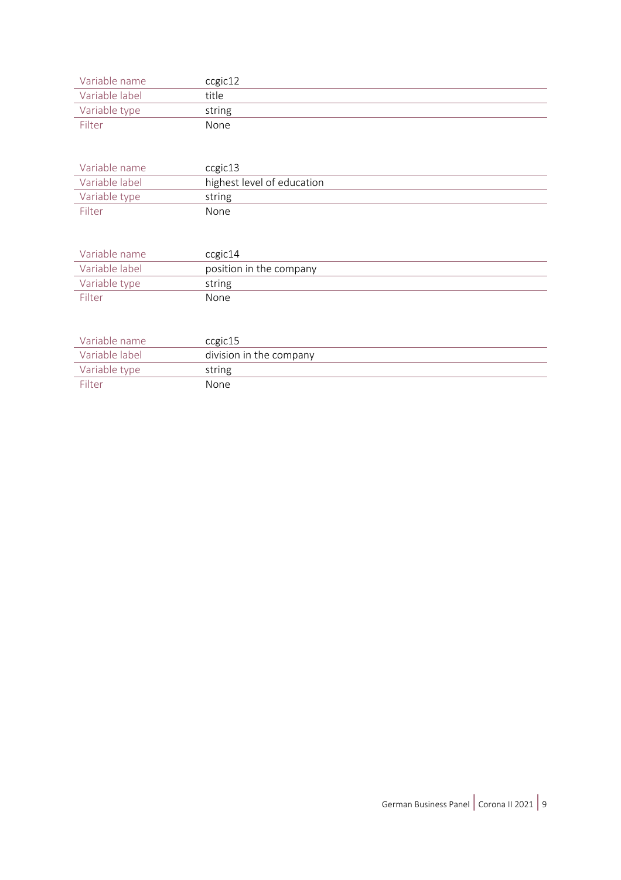| Variable name | ccgic12 |
| --- | --- |
| Variable label | title |
| Variable type | string |
| Filter | None |

| Variable name | ccgic13 |
| --- | --- |
| Variable label | highest level of education |
| Variable type | string |
| Filter | None |

| Variable name | ccgic14 |
| --- | --- |
| Variable label | position in the company |
| Variable type | string |
| Filter | None |

| Variable name | ccgic15 |
| --- | --- |
| Variable label | division in the company |
| Variable type | string |
| Filter | None |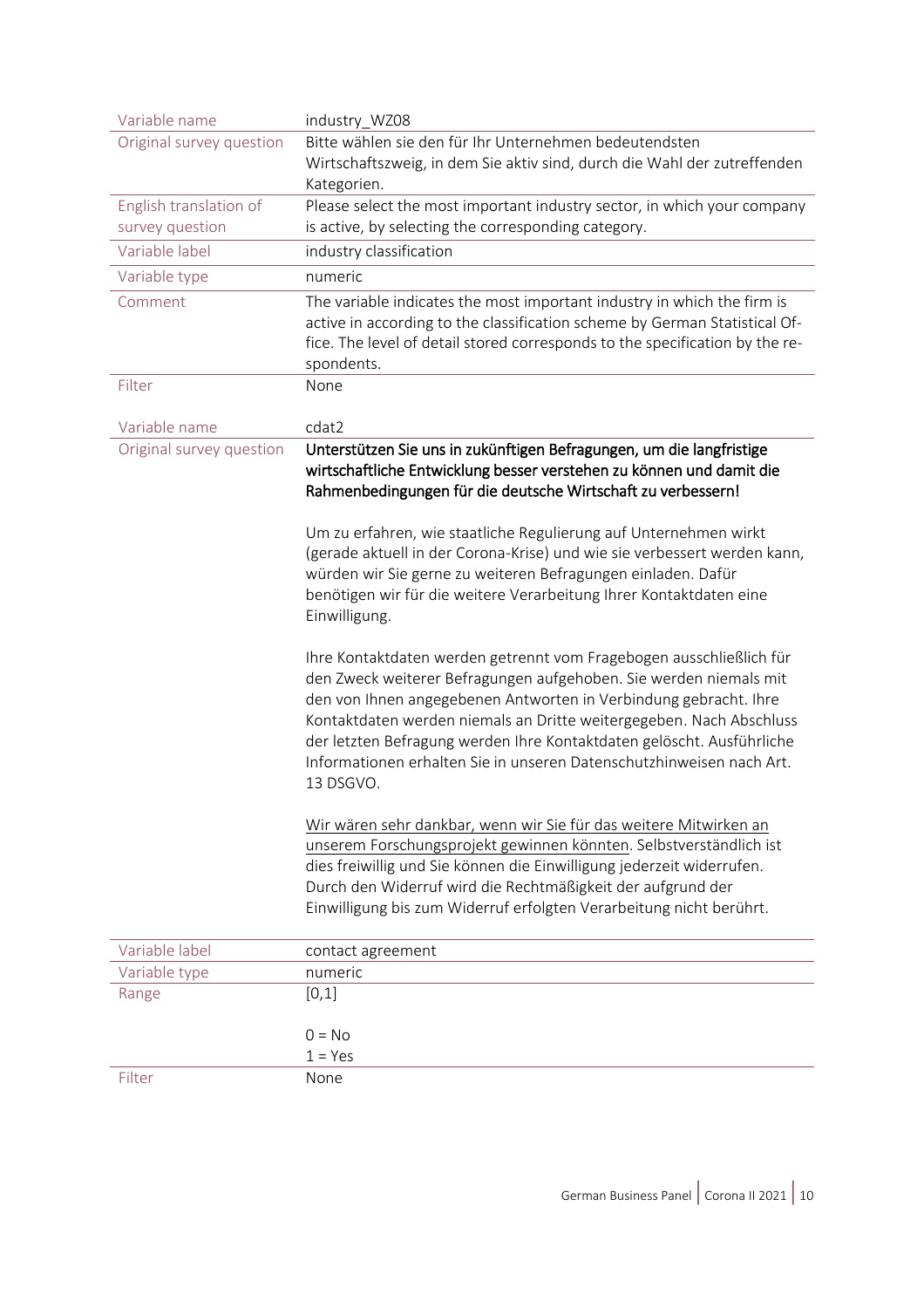| Variable name | industry_WZ08 |
|---|---|
| Original survey question | Bitte wählen sie den für Ihr Unternehmen bedeutendsten Wirtschaftszweig, in dem Sie aktiv sind, durch die Wahl der zutreffenden Kategorien. |
| English translation of survey question | Please select the most important industry sector, in which your company is active, by selecting the corresponding category. |
| Variable label | industry classification |
| Variable type | numeric |
| Comment | The variable indicates the most important industry in which the firm is active in according to the classification scheme by German Statistical Office. The level of detail stored corresponds to the specification by the respondents. |
| Filter | None |

| Variable name | cdat2 |
|---|---|
| Original survey question | **Unterstützen Sie uns in zukünftigen Befragungen, um die langfristige wirtschaftliche Entwicklung besser verstehen zu können und damit die Rahmenbedingungen für die deutsche Wirtschaft zu verbessern!**<br><br>Um zu erfahren, wie staatliche Regulierung auf Unternehmen wirkt (gerade aktuell in der Corona-Krise) und wie sie verbessert werden kann, würden wir Sie gerne zu weiteren Befragungen einladen. Dafür benötigen wir für die weitere Verarbeitung Ihrer Kontaktdaten eine Einwilligung.<br><br>Ihre Kontaktdaten werden getrennt vom Fragebogen ausschließlich für den Zweck weiterer Befragungen aufgehoben. Sie werden niemals mit den von Ihnen angegebenen Antworten in Verbindung gebracht. Ihre Kontaktdaten werden niemals an Dritte weitergegeben. Nach Abschluss der letzten Befragung werden Ihre Kontaktdaten gelöscht. Ausführliche Informationen erhalten Sie in unseren Datenschutzhinweisen nach Art. 13 DSGVO.<br><br>Wir wären sehr dankbar, wenn wir Sie für das weitere Mitwirken an unserem Forschungsprojekt gewinnen könnten. Selbstverständlich ist dies freiwillig und Sie können die Einwilligung jederzeit widerrufen. Durch den Widerruf wird die Rechtmäßigkeit der aufgrund der Einwilligung bis zum Widerruf erfolgten Verarbeitung nicht berührt. |
| Variable label | contact agreement |
| Variable type | numeric |
| Range | [0,1]<br><br>0 = No<br>1 = Yes |
| Filter | None |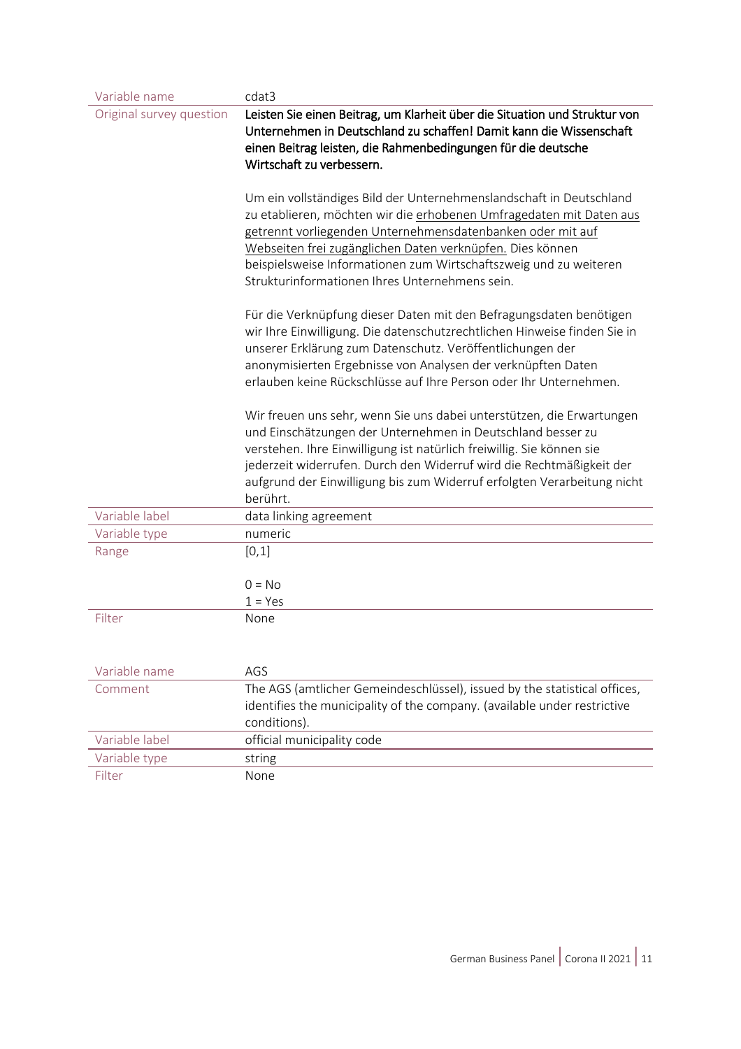| Variable name | cdat3 |
|---|---|
| Original survey question | **Leisten Sie einen Beitrag, um Klarheit über die Situation und Struktur von Unternehmen in Deutschland zu schaffen! Damit kann die Wissenschaft einen Beitrag leisten, die Rahmenbedingungen für die deutsche Wirtschaft zu verbessern.**<br><br>Um ein vollständiges Bild der Unternehmenslandschaft in Deutschland zu etablieren, möchten wir die erhobenen Umfragedaten mit Daten aus getrennt vorliegenden Unternehmensdatenbanken oder mit auf Webseiten frei zugänglichen Daten verknüpfen. Dies können beispielsweise Informationen zum Wirtschaftszweig und zu weiteren Strukturinformationen Ihres Unternehmens sein.<br><br>Für die Verknüpfung dieser Daten mit den Befragungsdaten benötigen wir Ihre Einwilligung. Die datenschutzrechtlichen Hinweise finden Sie in unserer Erklärung zum Datenschutz. Veröffentlichungen der anonymisierten Ergebnisse von Analysen der verknüpften Daten erlauben keine Rückschlüsse auf Ihre Person oder Ihr Unternehmen.<br><br>Wir freuen uns sehr, wenn Sie uns dabei unterstützen, die Erwartungen und Einschätzungen der Unternehmen in Deutschland besser zu verstehen. Ihre Einwilligung ist natürlich freiwillig. Sie können sie jederzeit widerrufen. Durch den Widerruf wird die Rechtmäßigkeit der aufgrund der Einwilligung bis zum Widerruf erfolgten Verarbeitung nicht berührt. |
| Variable label | data linking agreement |
| Variable type | numeric |
| Range | [0,1]<br><br>0 = No<br>1 = Yes |
| Filter | None |

| Variable name | AGS |
|---|---|
| Comment | The AGS (amtlicher Gemeindeschlüssel), issued by the statistical offices, identifies the municipality of the company. (available under restrictive conditions). |
| Variable label | official municipality code |
| Variable type | string |
| Filter | None |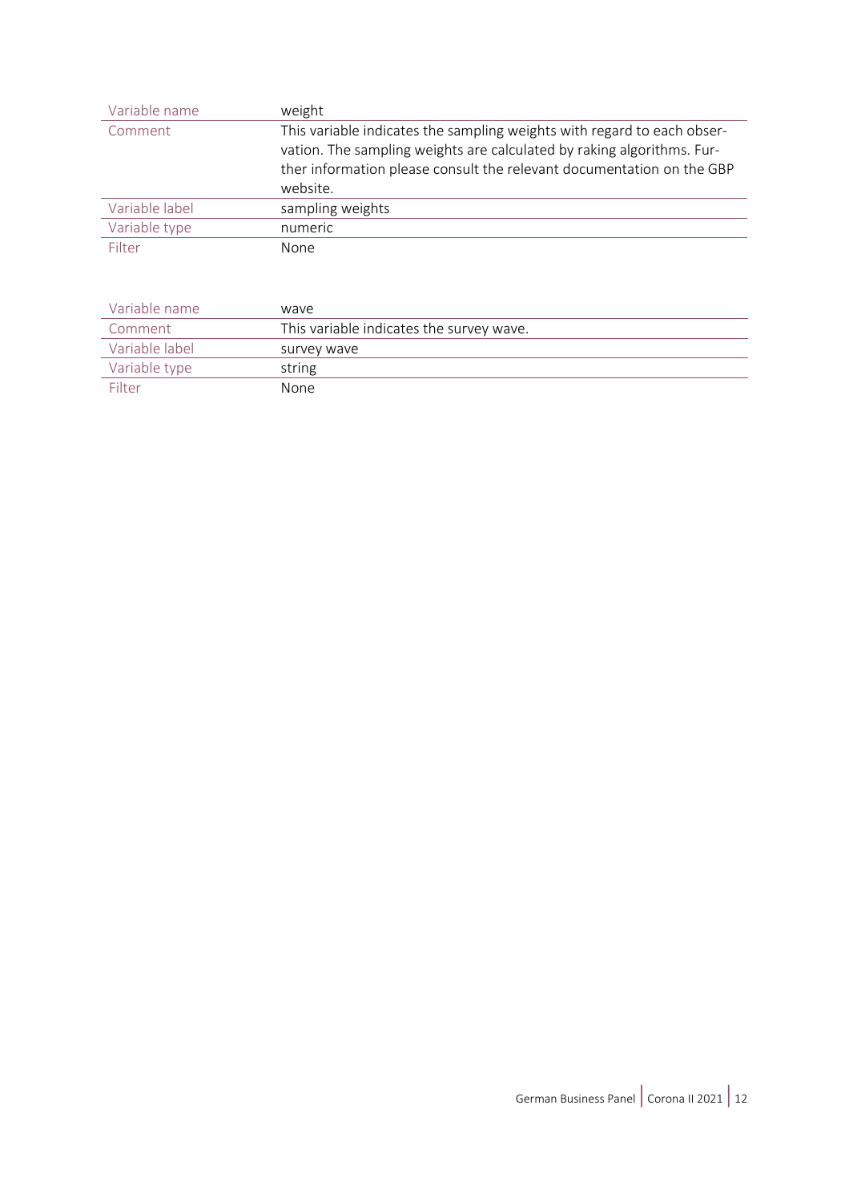| Variable name | weight |
| --- | --- |
| Comment | This variable indicates the sampling weights with regard to each observation. The sampling weights are calculated by raking algorithms. Further information please consult the relevant documentation on the GBP website. |
| Variable label | sampling weights |
| Variable type | numeric |
| Filter | None |

| Variable name | wave |
| --- | --- |
| Comment | This variable indicates the survey wave. |
| Variable label | survey wave |
| Variable type | string |
| Filter | None |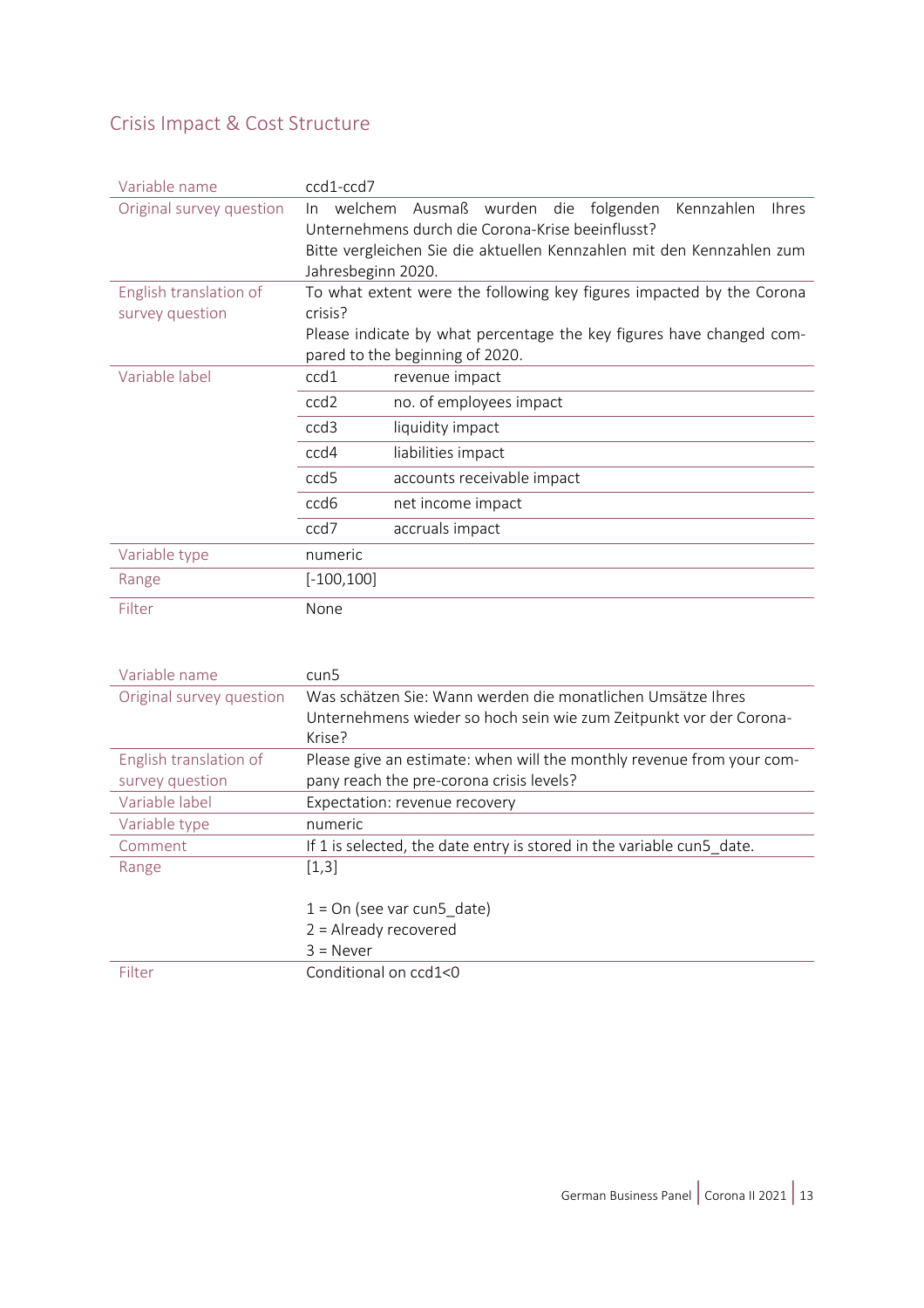## Crisis Impact & Cost Structure

| Variable name | ccd1-ccd7 | |
|---|---|---|
| Original survey question | In welchem Ausmaß wurden die folgenden Kennzahlen Ihres Unternehmens durch die Corona-Krise beeinflusst? Bitte vergleichen Sie die aktuellen Kennzahlen mit den Kennzahlen zum Jahresbeginn 2020. | |
| English translation of survey question | To what extent were the following key figures impacted by the Corona crisis? Please indicate by what percentage the key figures have changed compared to the beginning of 2020. | |
| Variable label | ccd1 | revenue impact |
| | ccd2 | no. of employees impact |
| | ccd3 | liquidity impact |
| | ccd4 | liabilities impact |
| | ccd5 | accounts receivable impact |
| | ccd6 | net income impact |
| | ccd7 | accruals impact |
| Variable type | numeric | |
| Range | [-100,100] | |
| Filter | None | |

| Variable name | cun5 |
|---|---|
| Original survey question | Was schätzen Sie: Wann werden die monatlichen Umsätze Ihres Unternehmens wieder so hoch sein wie zum Zeitpunkt vor der Corona-Krise? |
| English translation of survey question | Please give an estimate: when will the monthly revenue from your company reach the pre-corona crisis levels? |
| Variable label | Expectation: revenue recovery |
| Variable type | numeric |
| Comment | If 1 is selected, the date entry is stored in the variable cun5_date. |
| Range | [1,3]<br><br>1 = On (see var cun5_date)<br>2 = Already recovered<br>3 = Never |
| Filter | Conditional on ccd1<0 |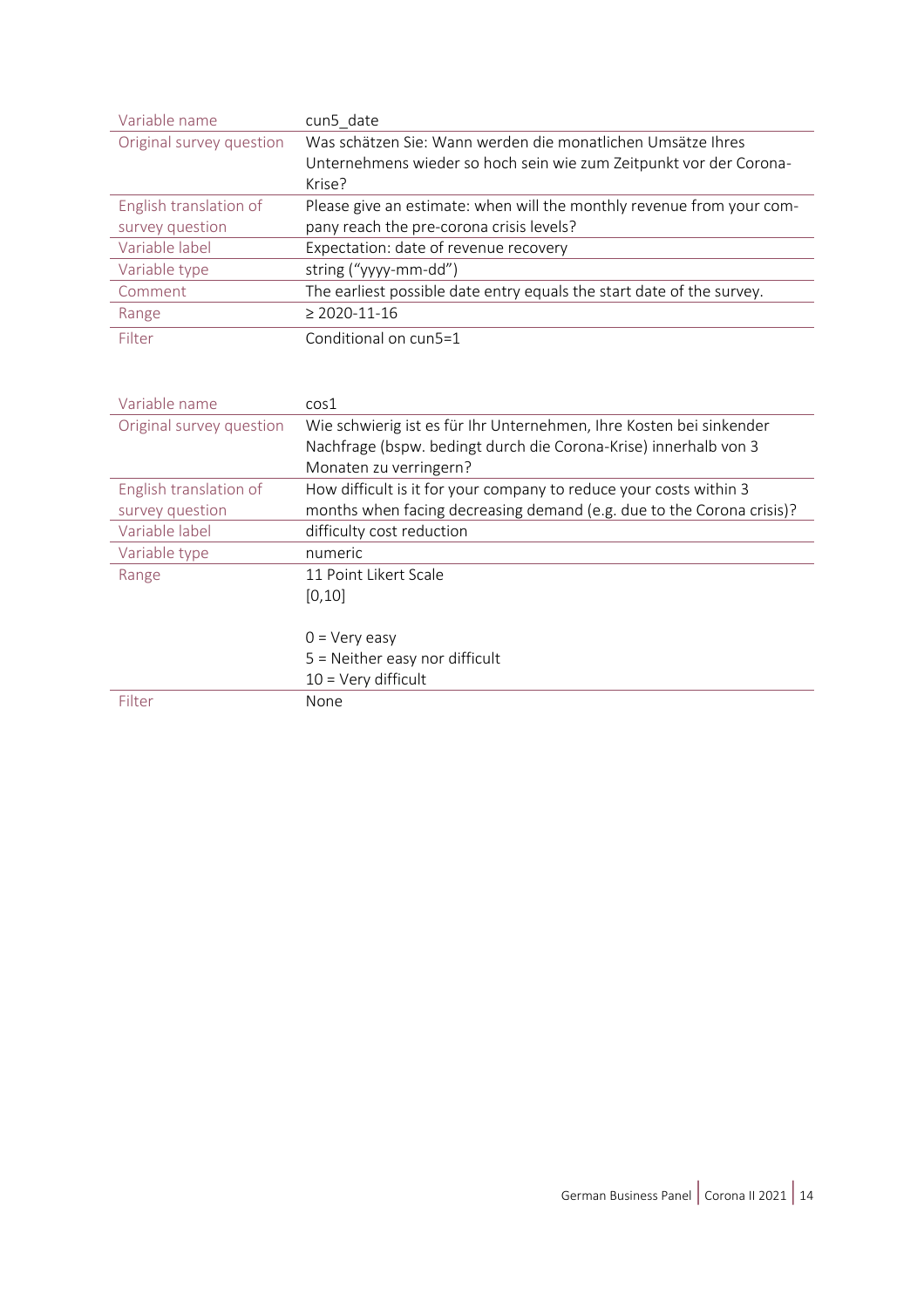| Variable name | cun5_date |
|---|---|
| Original survey question | Was schätzen Sie: Wann werden die monatlichen Umsätze Ihres Unternehmens wieder so hoch sein wie zum Zeitpunkt vor der Corona-Krise? |
| English translation of survey question | Please give an estimate: when will the monthly revenue from your company reach the pre-corona crisis levels? |
| Variable label | Expectation: date of revenue recovery |
| Variable type | string ("yyyy-mm-dd") |
| Comment | The earliest possible date entry equals the start date of the survey. |
| Range | ≥ 2020-11-16 |
| Filter | Conditional on cun5=1 |

| Variable name | cos1 |
|---|---|
| Original survey question | Wie schwierig ist es für Ihr Unternehmen, Ihre Kosten bei sinkender Nachfrage (bspw. bedingt durch die Corona-Krise) innerhalb von 3 Monaten zu verringern? |
| English translation of survey question | How difficult is it for your company to reduce your costs within 3 months when facing decreasing demand (e.g. due to the Corona crisis)? |
| Variable label | difficulty cost reduction |
| Variable type | numeric |
| Range | 11 Point Likert Scale<br>[0,10]<br><br>0 = Very easy<br>5 = Neither easy nor difficult<br>10 = Very difficult |
| Filter | None |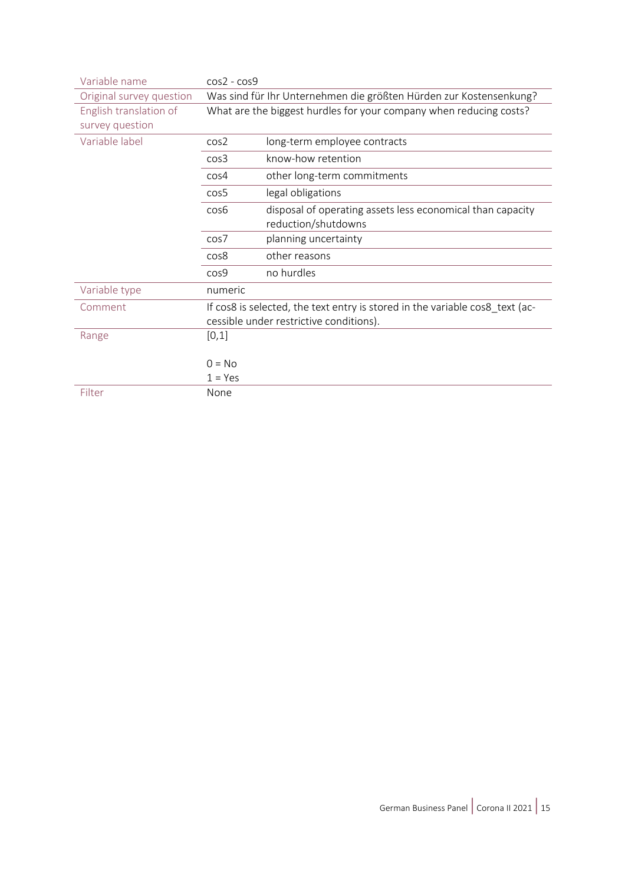| Variable name | cos2 - cos9 | |
|---|---|---|
| Original survey question | Was sind für Ihr Unternehmen die größten Hürden zur Kostensenkung? | |
| English translation of survey question | What are the biggest hurdles for your company when reducing costs? | |
| Variable label | cos2 | long-term employee contracts |
| | cos3 | know-how retention |
| | cos4 | other long-term commitments |
| | cos5 | legal obligations |
| | cos6 | disposal of operating assets less economical than capacity reduction/shutdowns |
| | cos7 | planning uncertainty |
| | cos8 | other reasons |
| | cos9 | no hurdles |
| Variable type | numeric | |
| Comment | If cos8 is selected, the text entry is stored in the variable cos8_text (accessible under restrictive conditions). | |
| Range | [0,1]<br><br>0 = No<br>1 = Yes | |
| Filter | None | |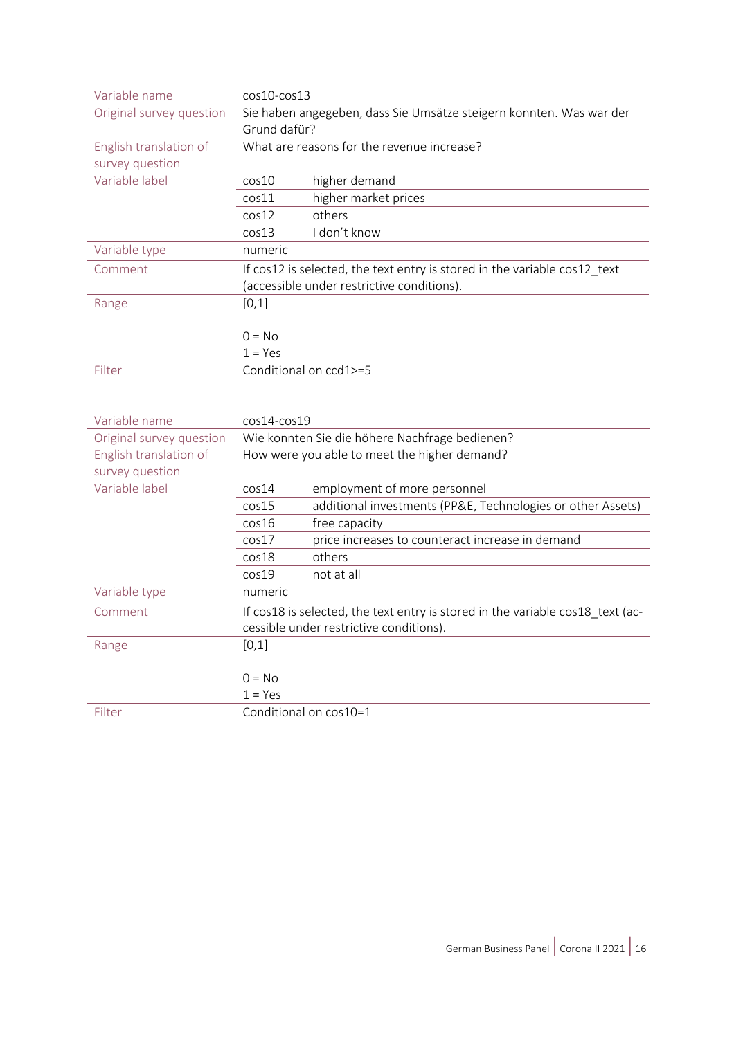| Variable name | cos10-cos13 | |
|---|---|---|
| Original survey question | Sie haben angegeben, dass Sie Umsätze steigern konnten. Was war der Grund dafür? | |
| English translation of survey question | What are reasons for the revenue increase? | |
| Variable label | cos10 | higher demand |
| | cos11 | higher market prices |
| | cos12 | others |
| | cos13 | I don't know |
| Variable type | numeric | |
| Comment | If cos12 is selected, the text entry is stored in the variable cos12_text (accessible under restrictive conditions). | |
| Range | [0,1]<br><br>0 = No<br>1 = Yes | |
| Filter | Conditional on ccd1>=5 | |

| Variable name | cos14-cos19 | |
|---|---|---|
| Original survey question | Wie konnten Sie die höhere Nachfrage bedienen? | |
| English translation of survey question | How were you able to meet the higher demand? | |
| Variable label | cos14 | employment of more personnel |
| | cos15 | additional investments (PP&E, Technologies or other Assets) |
| | cos16 | free capacity |
| | cos17 | price increases to counteract increase in demand |
| | cos18 | others |
| | cos19 | not at all |
| Variable type | numeric | |
| Comment | If cos18 is selected, the text entry is stored in the variable cos18_text (accessible under restrictive conditions). | |
| Range | [0,1]<br><br>0 = No<br>1 = Yes | |
| Filter | Conditional on cos10=1 | |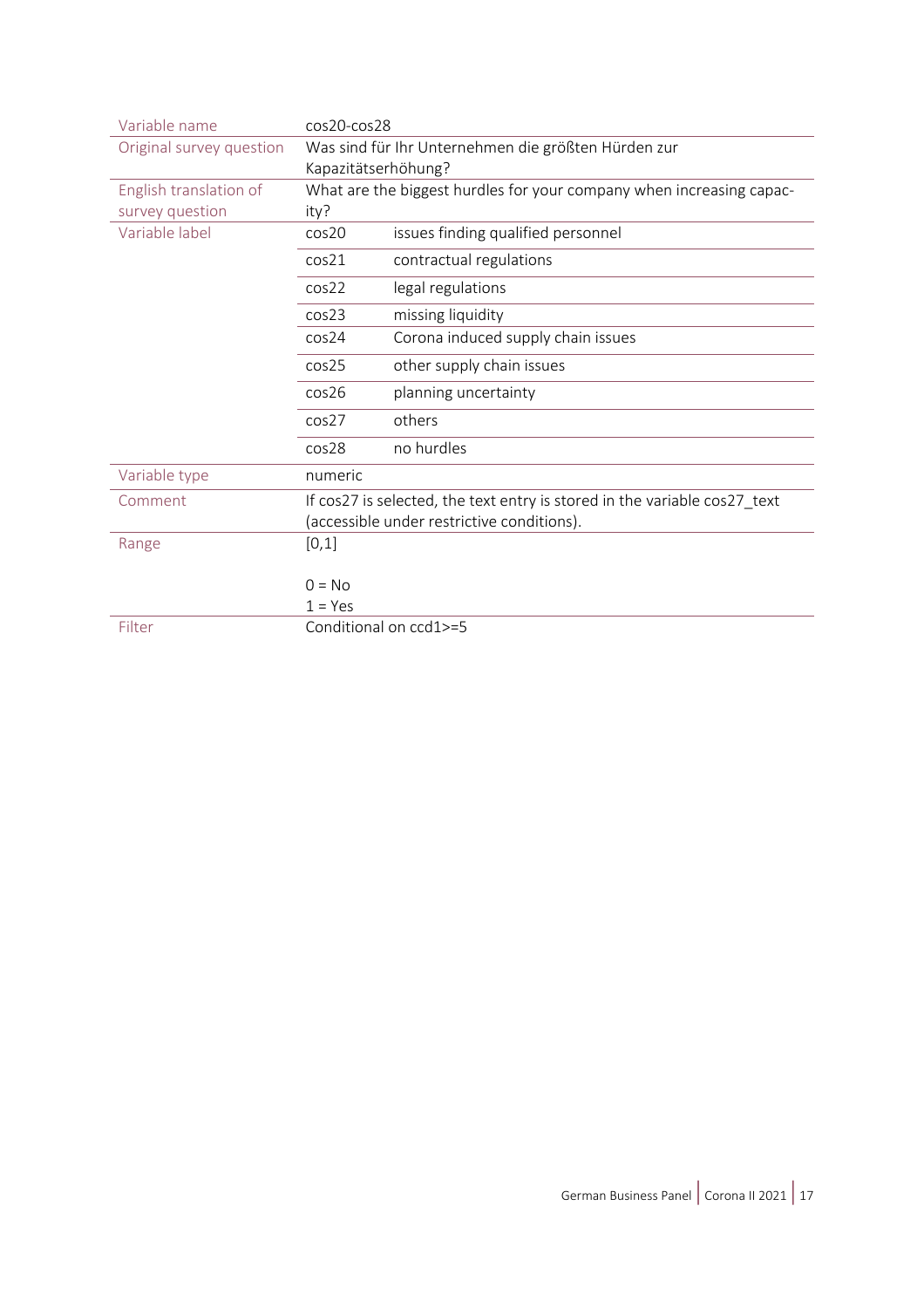| | | |
|---|---|---|
| Variable name | cos20-cos28 | |
| Original survey question | Was sind für Ihr Unternehmen die größten Hürden zur Kapazitätserhöhung? | |
| English translation of survey question | What are the biggest hurdles for your company when increasing capacity? | |
| Variable label | cos20 | issues finding qualified personnel |
| | cos21 | contractual regulations |
| | cos22 | legal regulations |
| | cos23 | missing liquidity |
| | cos24 | Corona induced supply chain issues |
| | cos25 | other supply chain issues |
| | cos26 | planning uncertainty |
| | cos27 | others |
| | cos28 | no hurdles |
| Variable type | numeric | |
| Comment | If cos27 is selected, the text entry is stored in the variable cos27_text (accessible under restrictive conditions). | |
| Range | [0,1]<br><br>0 = No<br>1 = Yes | |
| Filter | Conditional on ccd1>=5 | |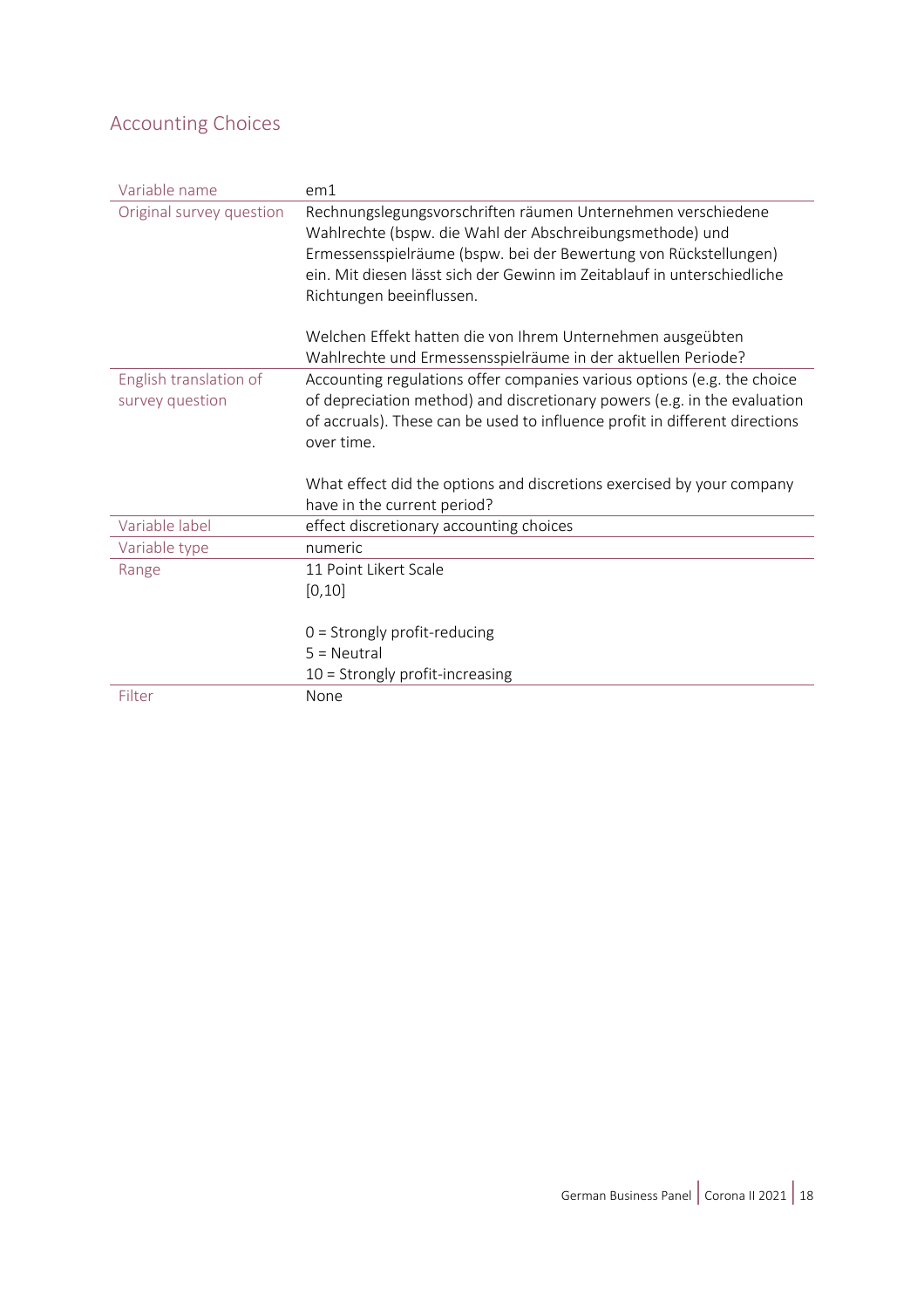## Accounting Choices

| Variable name | em1 |
|---|---|
| Original survey question | Rechnungslegungsvorschriften räumen Unternehmen verschiedene Wahlrechte (bspw. die Wahl der Abschreibungsmethode) und Ermessensspielräume (bspw. bei der Bewertung von Rückstellungen) ein. Mit diesen lässt sich der Gewinn im Zeitablauf in unterschiedliche Richtungen beeinflussen.<br><br>Welchen Effekt hatten die von Ihrem Unternehmen ausgeübten Wahlrechte und Ermessensspielräume in der aktuellen Periode? |
| English translation of survey question | Accounting regulations offer companies various options (e.g. the choice of depreciation method) and discretionary powers (e.g. in the evaluation of accruals). These can be used to influence profit in different directions over time.<br><br>What effect did the options and discretions exercised by your company have in the current period? |
| Variable label | effect discretionary accounting choices |
| Variable type | numeric |
| Range | 11 Point Likert Scale<br>[0,10]<br><br>0 = Strongly profit-reducing<br>5 = Neutral<br>10 = Strongly profit-increasing |
| Filter | None |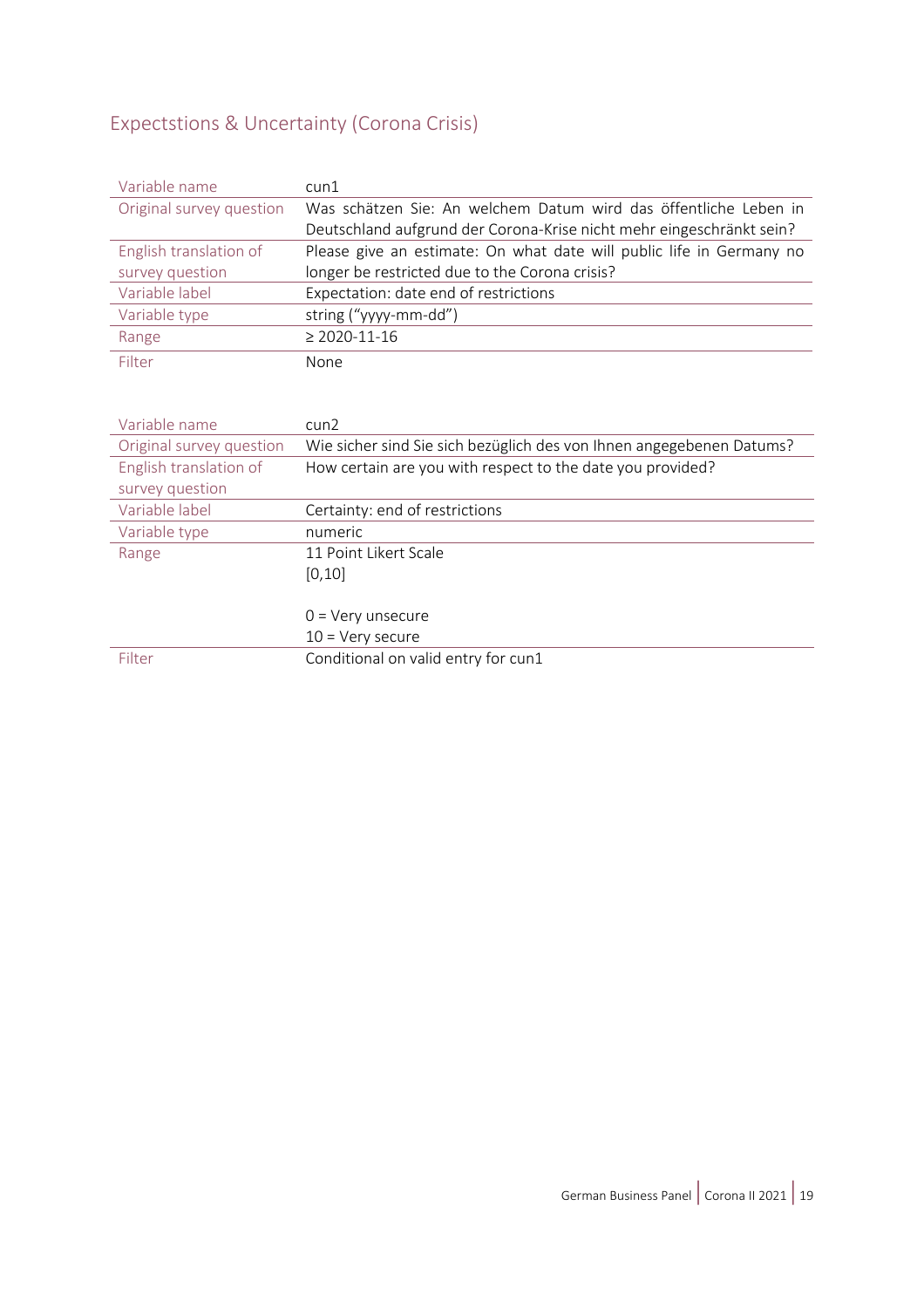## Expectstions & Uncertainty (Corona Crisis)

| Variable name | cun1 |
|---|---|
| Original survey question | Was schätzen Sie: An welchem Datum wird das öffentliche Leben in Deutschland aufgrund der Corona-Krise nicht mehr eingeschränkt sein? |
| English translation of survey question | Please give an estimate: On what date will public life in Germany no longer be restricted due to the Corona crisis? |
| Variable label | Expectation: date end of restrictions |
| Variable type | string ("yyyy-mm-dd") |
| Range | ≥ 2020-11-16 |
| Filter | None |

| Variable name | cun2 |
|---|---|
| Original survey question | Wie sicher sind Sie sich bezüglich des von Ihnen angegebenen Datums? |
| English translation of survey question | How certain are you with respect to the date you provided? |
| Variable label | Certainty: end of restrictions |
| Variable type | numeric |
| Range | 11 Point Likert Scale<br>[0,10]<br><br>0 = Very unsecure<br>10 = Very secure |
| Filter | Conditional on valid entry for cun1 |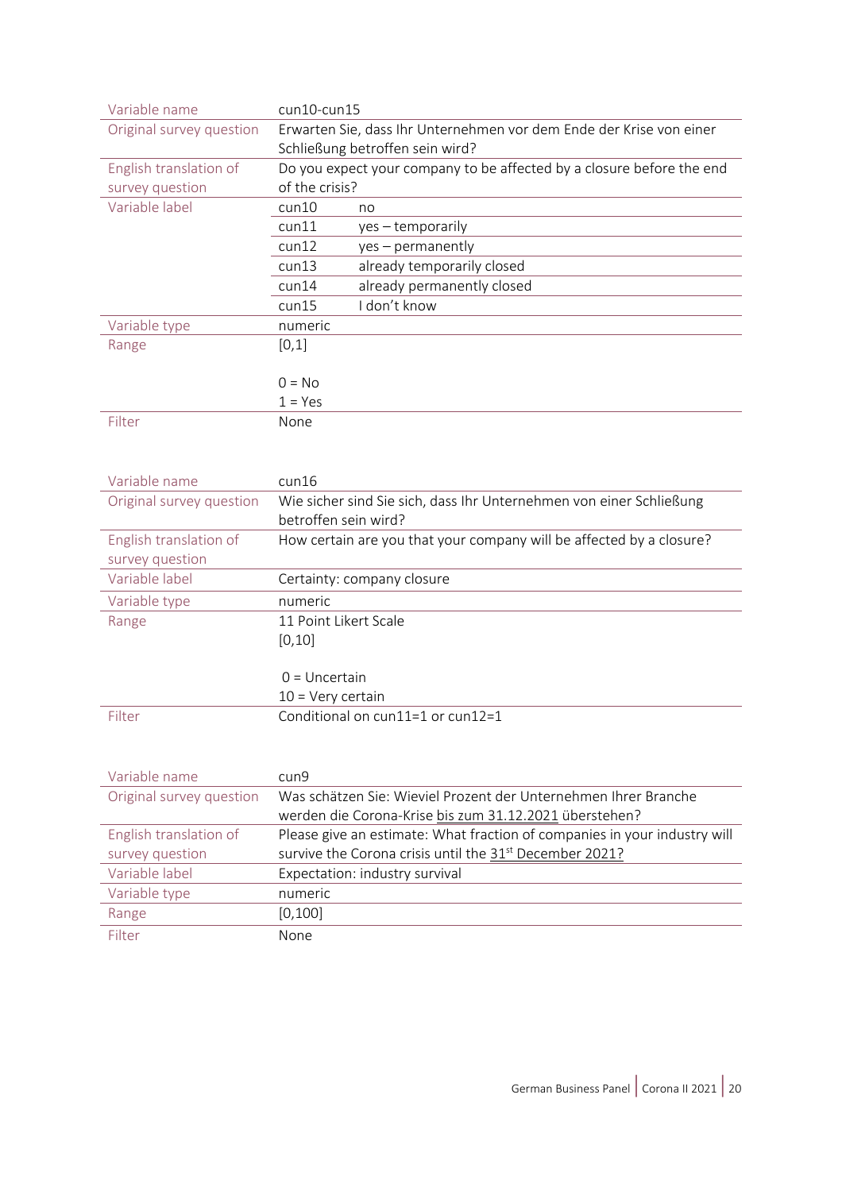| Variable name | cun10-cun15 | |
|---|---|---|
| Original survey question | Erwarten Sie, dass Ihr Unternehmen vor dem Ende der Krise von einer Schließung betroffen sein wird? | |
| English translation of survey question | Do you expect your company to be affected by a closure before the end of the crisis? | |
| Variable label | cun10 | no |
| | cun11 | yes – temporarily |
| | cun12 | yes – permanently |
| | cun13 | already temporarily closed |
| | cun14 | already permanently closed |
| | cun15 | I don't know |
| Variable type | numeric | |
| Range | [0,1]<br><br>0 = No<br>1 = Yes | |
| Filter | None | |

| Variable name | cun16 |
|---|---|
| Original survey question | Wie sicher sind Sie sich, dass Ihr Unternehmen von einer Schließung betroffen sein wird? |
| English translation of survey question | How certain are you that your company will be affected by a closure? |
| Variable label | Certainty: company closure |
| Variable type | numeric |
| Range | 11 Point Likert Scale<br>[0,10]<br><br>0 = Uncertain<br>10 = Very certain |
| Filter | Conditional on cun11=1 or cun12=1 |

| Variable name | cun9 |
|---|---|
| Original survey question | Was schätzen Sie: Wieviel Prozent der Unternehmen Ihrer Branche werden die Corona-Krise bis zum 31.12.2021 überstehen? |
| English translation of survey question | Please give an estimate: What fraction of companies in your industry will survive the Corona crisis until the 31st December 2021? |
| Variable label | Expectation: industry survival |
| Variable type | numeric |
| Range | [0,100] |
| Filter | None |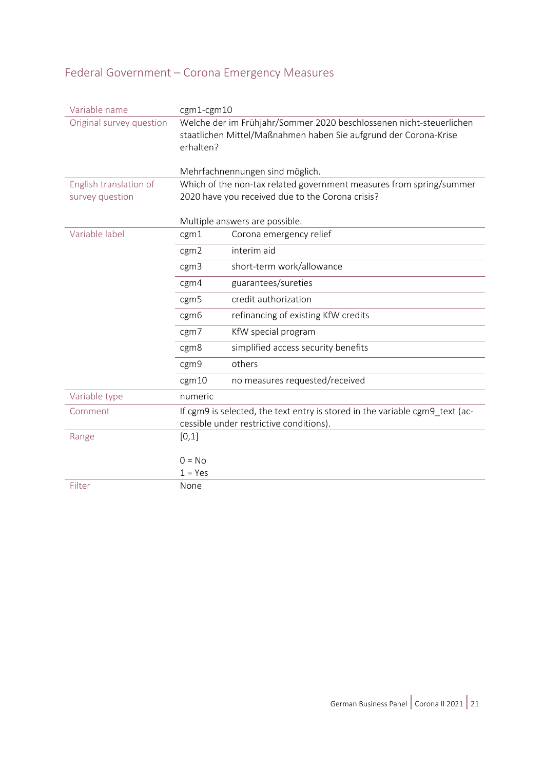## Federal Government – Corona Emergency Measures

| | | |
|---|---|---|
| Variable name | cgm1-cgm10 | |
| Original survey question | Welche der im Frühjahr/Sommer 2020 beschlossenen nicht-steuerlichen staatlichen Mittel/Maßnahmen haben Sie aufgrund der Corona-Krise erhalten?<br><br>Mehrfachnennungen sind möglich. | |
| English translation of survey question | Which of the non-tax related government measures from spring/summer 2020 have you received due to the Corona crisis?<br><br>Multiple answers are possible. | |
| Variable label | cgm1 | Corona emergency relief |
| | cgm2 | interim aid |
| | cgm3 | short-term work/allowance |
| | cgm4 | guarantees/sureties |
| | cgm5 | credit authorization |
| | cgm6 | refinancing of existing KfW credits |
| | cgm7 | KfW special program |
| | cgm8 | simplified access security benefits |
| | cgm9 | others |
| | cgm10 | no measures requested/received |
| Variable type | numeric | |
| Comment | If cgm9 is selected, the text entry is stored in the variable cgm9_text (accessible under restrictive conditions). | |
| Range | [0,1]<br><br>0 = No<br>1 = Yes | |
| Filter | None | |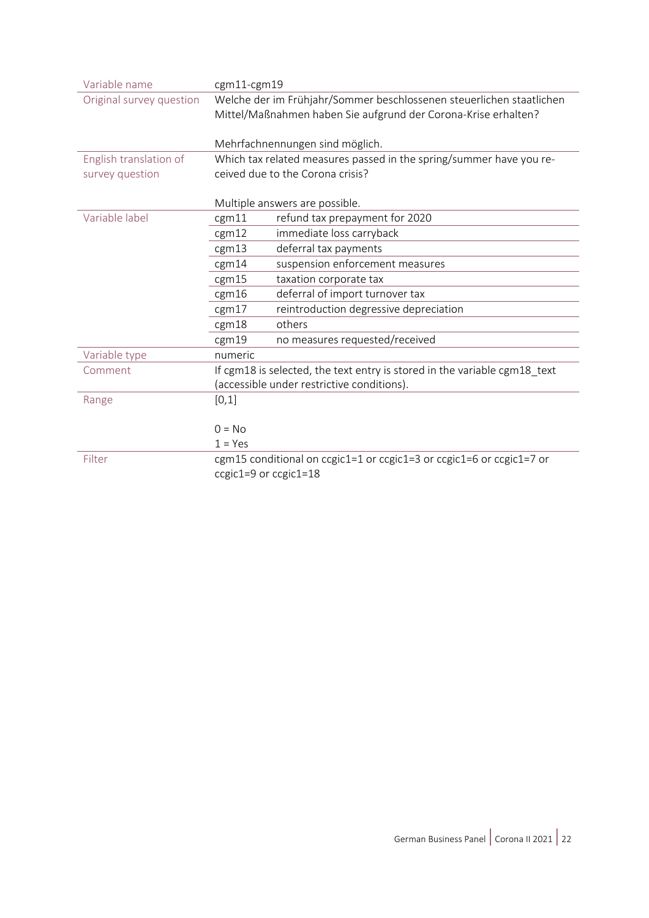| | | |
|---|---|---|
| Variable name | cgm11-cgm19 | |
| Original survey question | Welche der im Frühjahr/Sommer beschlossenen steuerlichen staatlichen Mittel/Maßnahmen haben Sie aufgrund der Corona-Krise erhalten?<br><br>Mehrfachnennungen sind möglich. | |
| English translation of survey question | Which tax related measures passed in the spring/summer have you received due to the Corona crisis?<br><br>Multiple answers are possible. | |
| Variable label | cgm11 | refund tax prepayment for 2020 |
| | cgm12 | immediate loss carryback |
| | cgm13 | deferral tax payments |
| | cgm14 | suspension enforcement measures |
| | cgm15 | taxation corporate tax |
| | cgm16 | deferral of import turnover tax |
| | cgm17 | reintroduction degressive depreciation |
| | cgm18 | others |
| | cgm19 | no measures requested/received |
| Variable type | numeric | |
| Comment | If cgm18 is selected, the text entry is stored in the variable cgm18_text (accessible under restrictive conditions). | |
| Range | [0,1]<br><br>0 = No<br>1 = Yes | |
| Filter | cgm15 conditional on ccgic1=1 or ccgic1=3 or ccgic1=6 or ccgic1=7 or ccgic1=9 or ccgic1=18 | |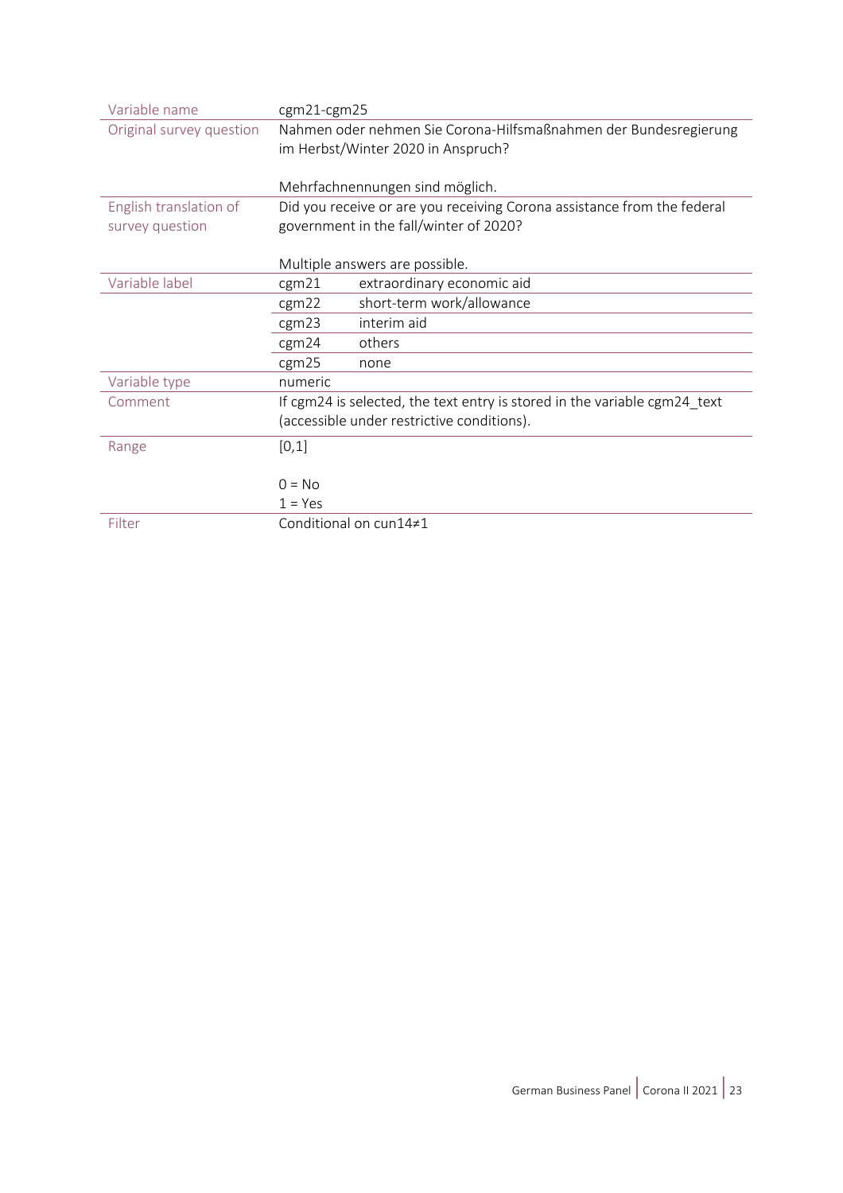| Variable name | cgm21-cgm25 | |
|---|---|---|
| Original survey question | Nahmen oder nehmen Sie Corona-Hilfsmaßnahmen der Bundesregierung im Herbst/Winter 2020 in Anspruch?<br><br>Mehrfachnennungen sind möglich. | |
| English translation of survey question | Did you receive or are you receiving Corona assistance from the federal government in the fall/winter of 2020?<br><br>Multiple answers are possible. | |
| Variable label | cgm21 | extraordinary economic aid |
| | cgm22 | short-term work/allowance |
| | cgm23 | interim aid |
| | cgm24 | others |
| | cgm25 | none |
| Variable type | numeric | |
| Comment | If cgm24 is selected, the text entry is stored in the variable cgm24_text (accessible under restrictive conditions). | |
| Range | [0,1]<br><br>0 = No<br>1 = Yes | |
| Filter | Conditional on cun14≠1 | |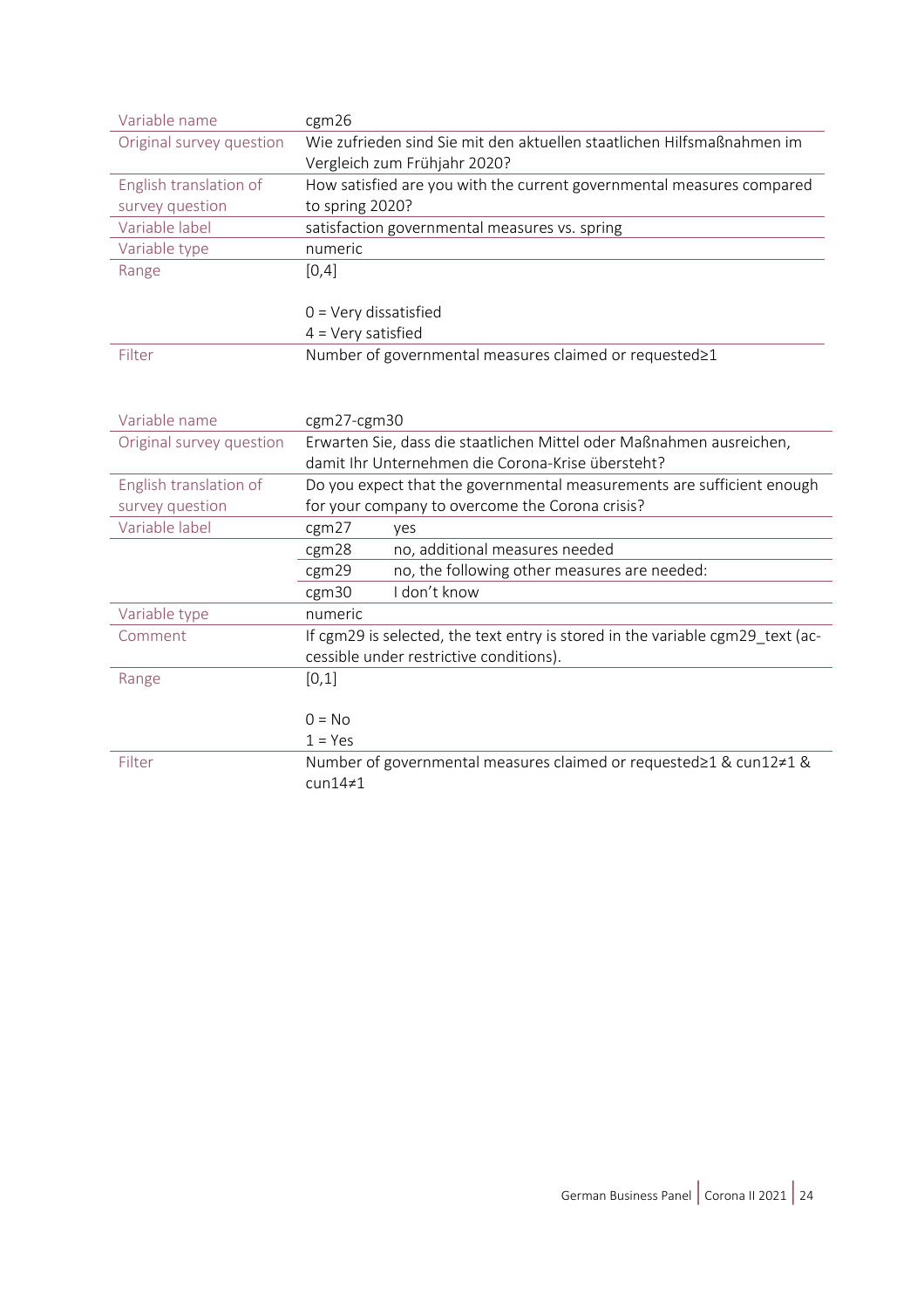| Variable name | cgm26 |
|---|---|
| Original survey question | Wie zufrieden sind Sie mit den aktuellen staatlichen Hilfsmaßnahmen im Vergleich zum Frühjahr 2020? |
| English translation of survey question | How satisfied are you with the current governmental measures compared to spring 2020? |
| Variable label | satisfaction governmental measures vs. spring |
| Variable type | numeric |
| Range | [0,4]<br><br>0 = Very dissatisfied<br>4 = Very satisfied |
| Filter | Number of governmental measures claimed or requested≥1 |

| Variable name | cgm27-cgm30 | |
|---|---|---|
| Original survey question | Erwarten Sie, dass die staatlichen Mittel oder Maßnahmen ausreichen, damit Ihr Unternehmen die Corona-Krise übersteht? | |
| English translation of survey question | Do you expect that the governmental measurements are sufficient enough for your company to overcome the Corona crisis? | |
| Variable label | cgm27 | yes |
| | cgm28 | no, additional measures needed |
| | cgm29 | no, the following other measures are needed: |
| | cgm30 | I don't know |
| Variable type | numeric | |
| Comment | If cgm29 is selected, the text entry is stored in the variable cgm29_text (accessible under restrictive conditions). | |
| Range | [0,1]<br><br>0 = No<br>1 = Yes | |
| Filter | Number of governmental measures claimed or requested≥1 & cun12≠1 & cun14≠1 | |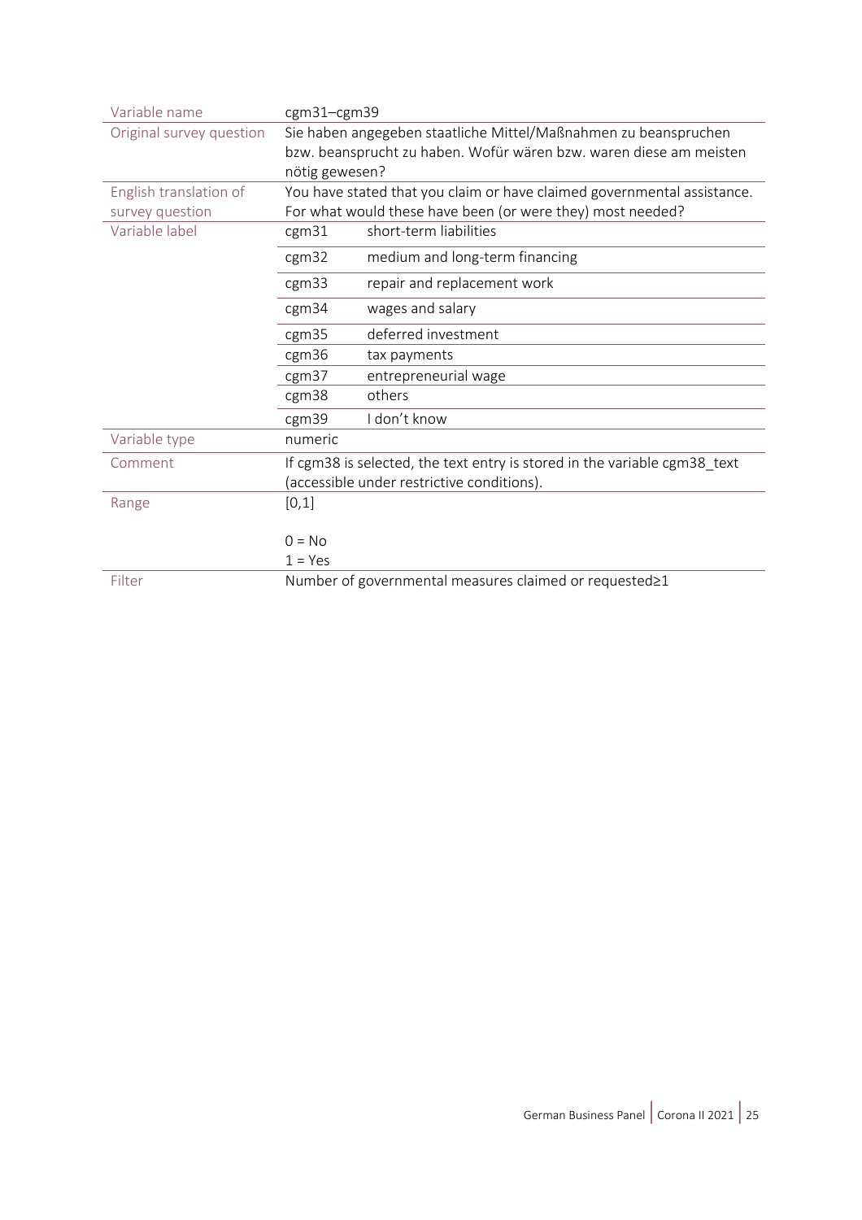| | | |
|---|---|---|
| Variable name | cgm31–cgm39 | |
| Original survey question | Sie haben angegeben staatliche Mittel/Maßnahmen zu beanspruchen bzw. beansprucht zu haben. Wofür wären bzw. waren diese am meisten nötig gewesen? | |
| English translation of survey question | You have stated that you claim or have claimed governmental assistance. For what would these have been (or were they) most needed? | |
| Variable label | cgm31 | short-term liabilities |
| | cgm32 | medium and long-term financing |
| | cgm33 | repair and replacement work |
| | cgm34 | wages and salary |
| | cgm35 | deferred investment |
| | cgm36 | tax payments |
| | cgm37 | entrepreneurial wage |
| | cgm38 | others |
| | cgm39 | I don't know |
| Variable type | numeric | |
| Comment | If cgm38 is selected, the text entry is stored in the variable cgm38_text (accessible under restrictive conditions). | |
| Range | [0,1]<br><br>0 = No<br>1 = Yes | |
| Filter | Number of governmental measures claimed or requested≥1 | |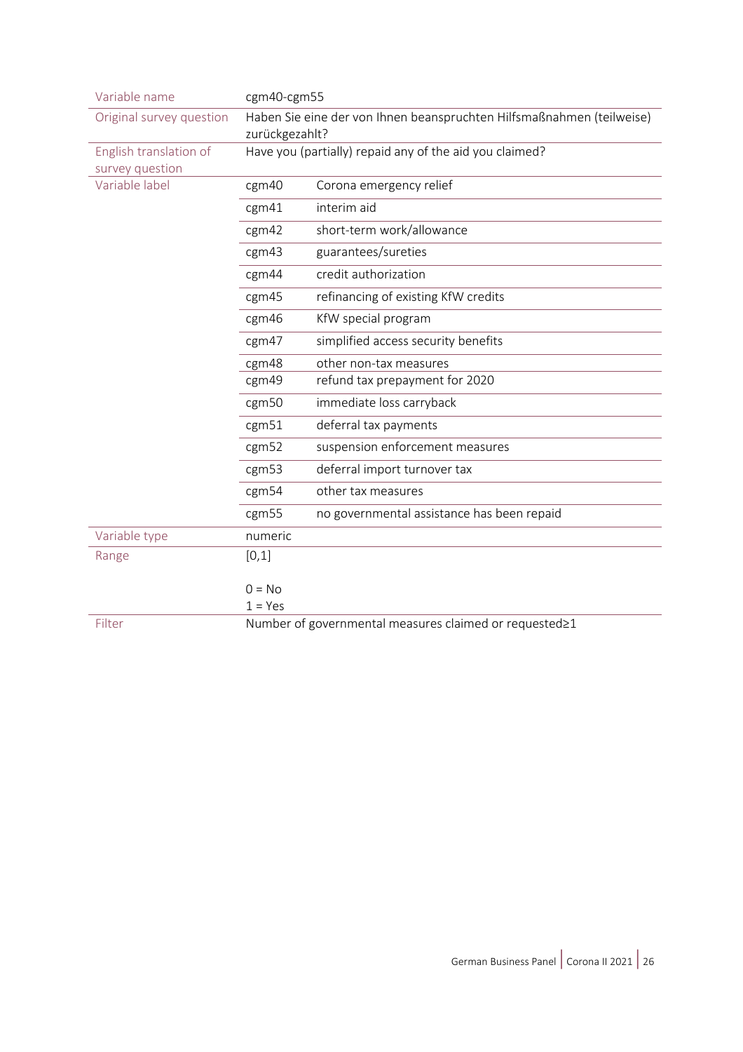| | | |
|---|---|---|
| Variable name | cgm40-cgm55 | |
| Original survey question | Haben Sie eine der von Ihnen beanspruchten Hilfsmaßnahmen (teilweise) zurückgezahlt? | |
| English translation of survey question | Have you (partially) repaid any of the aid you claimed? | |
| Variable label | cgm40 | Corona emergency relief |
| | cgm41 | interim aid |
| | cgm42 | short-term work/allowance |
| | cgm43 | guarantees/sureties |
| | cgm44 | credit authorization |
| | cgm45 | refinancing of existing KfW credits |
| | cgm46 | KfW special program |
| | cgm47 | simplified access security benefits |
| | cgm48 | other non-tax measures |
| | cgm49 | refund tax prepayment for 2020 |
| | cgm50 | immediate loss carryback |
| | cgm51 | deferral tax payments |
| | cgm52 | suspension enforcement measures |
| | cgm53 | deferral import turnover tax |
| | cgm54 | other tax measures |
| | cgm55 | no governmental assistance has been repaid |
| Variable type | numeric | |
| Range | [0,1]<br><br>0 = No<br>1 = Yes | |
| Filter | Number of governmental measures claimed or requested≥1 | |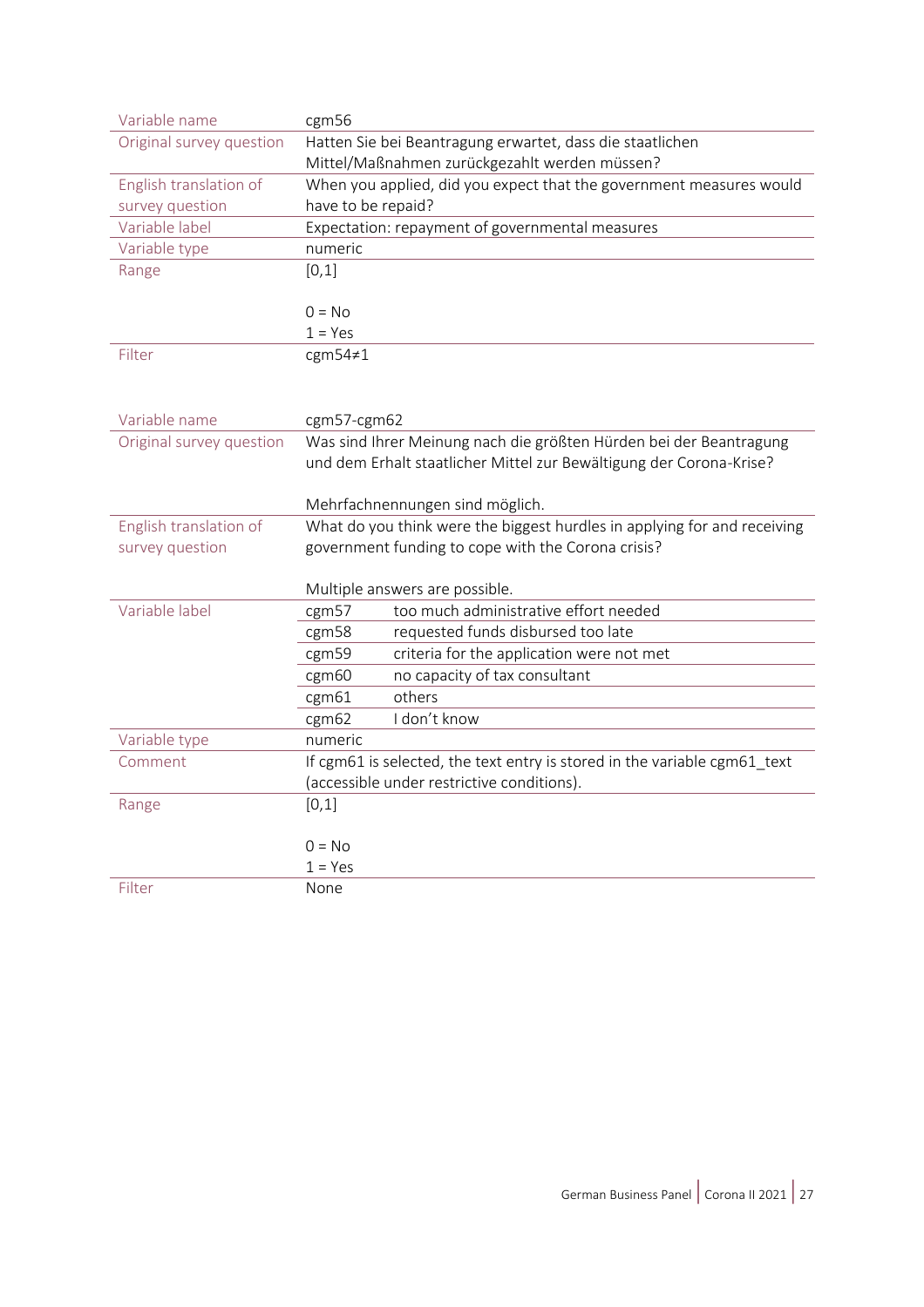| Variable name | cgm56 |
| --- | --- |
| Original survey question | Hatten Sie bei Beantragung erwartet, dass die staatlichen Mittel/Maßnahmen zurückgezahlt werden müssen? |
| English translation of survey question | When you applied, did you expect that the government measures would have to be repaid? |
| Variable label | Expectation: repayment of governmental measures |
| Variable type | numeric |
| Range | [0,1]<br><br>0 = No<br>1 = Yes |
| Filter | cgm54≠1 |

| Variable name | cgm57-cgm62 | |
| --- | --- | --- |
| Original survey question | Was sind Ihrer Meinung nach die größten Hürden bei der Beantragung und dem Erhalt staatlicher Mittel zur Bewältigung der Corona-Krise?<br><br>Mehrfachnennungen sind möglich. | |
| English translation of survey question | What do you think were the biggest hurdles in applying for and receiving government funding to cope with the Corona crisis?<br><br>Multiple answers are possible. | |
| Variable label | cgm57 | too much administrative effort needed |
| | cgm58 | requested funds disbursed too late |
| | cgm59 | criteria for the application were not met |
| | cgm60 | no capacity of tax consultant |
| | cgm61 | others |
| | cgm62 | I don't know |
| Variable type | numeric | |
| Comment | If cgm61 is selected, the text entry is stored in the variable cgm61_text (accessible under restrictive conditions). | |
| Range | [0,1]<br><br>0 = No<br>1 = Yes | |
| Filter | None | |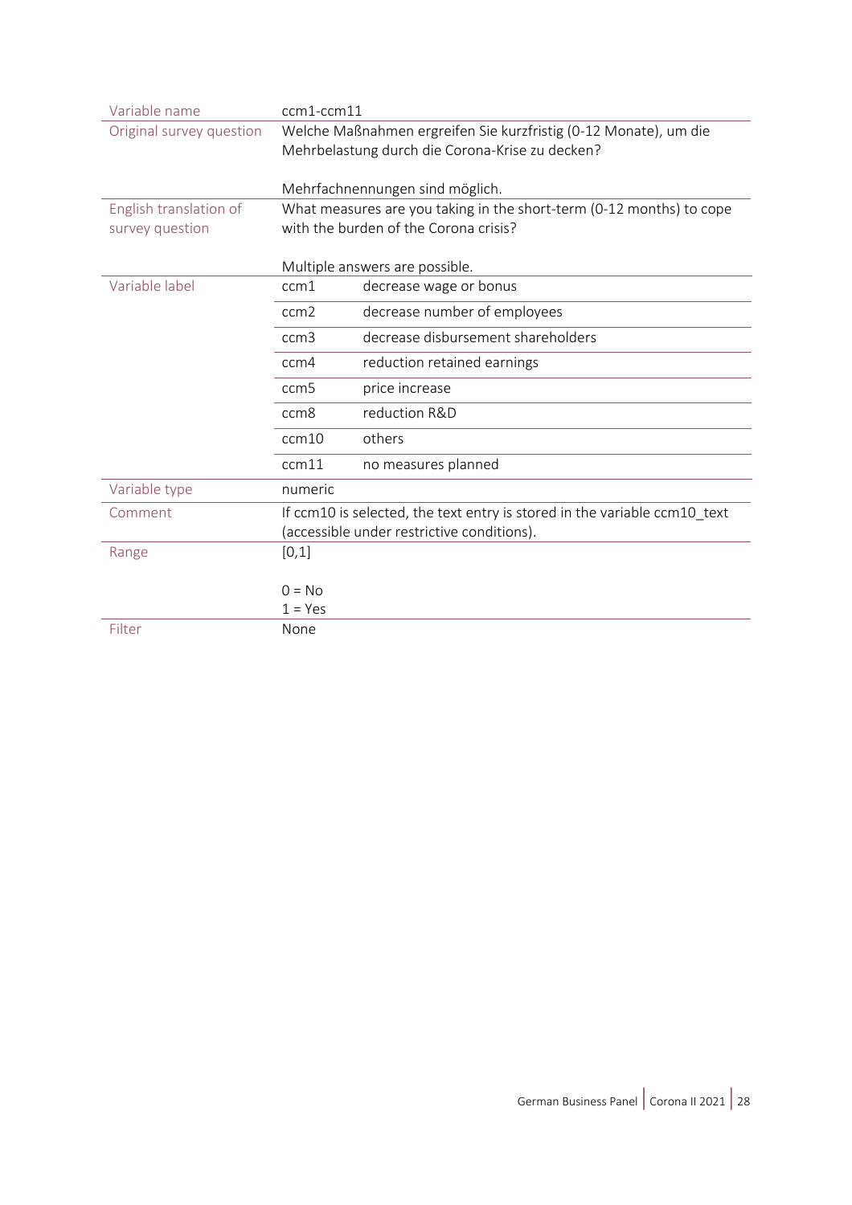| | | |
|---|---|---|
| Variable name | ccm1-ccm11 | |
| Original survey question | Welche Maßnahmen ergreifen Sie kurzfristig (0-12 Monate), um die Mehrbelastung durch die Corona-Krise zu decken?<br><br>Mehrfachnennungen sind möglich. | |
| English translation of survey question | What measures are you taking in the short-term (0-12 months) to cope with the burden of the Corona crisis?<br><br>Multiple answers are possible. | |
| Variable label | ccm1 | decrease wage or bonus |
| | ccm2 | decrease number of employees |
| | ccm3 | decrease disbursement shareholders |
| | ccm4 | reduction retained earnings |
| | ccm5 | price increase |
| | ccm8 | reduction R&D |
| | ccm10 | others |
| | ccm11 | no measures planned |
| Variable type | numeric | |
| Comment | If ccm10 is selected, the text entry is stored in the variable ccm10_text (accessible under restrictive conditions). | |
| Range | [0,1]<br><br>0 = No<br>1 = Yes | |
| Filter | None | |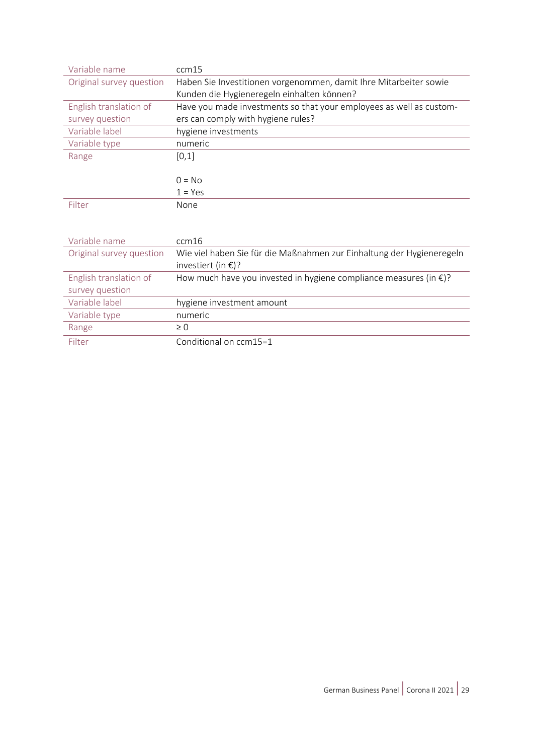| Variable name | ccm15 |
|---|---|
| Original survey question | Haben Sie Investitionen vorgenommen, damit Ihre Mitarbeiter sowie Kunden die Hygieneregeln einhalten können? |
| English translation of survey question | Have you made investments so that your employees as well as customers can comply with hygiene rules? |
| Variable label | hygiene investments |
| Variable type | numeric |
| Range | [0,1]<br><br>0 = No<br>1 = Yes |
| Filter | None |

| Variable name | ccm16 |
|---|---|
| Original survey question | Wie viel haben Sie für die Maßnahmen zur Einhaltung der Hygieneregeln investiert (in €)? |
| English translation of survey question | How much have you invested in hygiene compliance measures (in €)? |
| Variable label | hygiene investment amount |
| Variable type | numeric |
| Range | ≥ 0 |
| Filter | Conditional on ccm15=1 |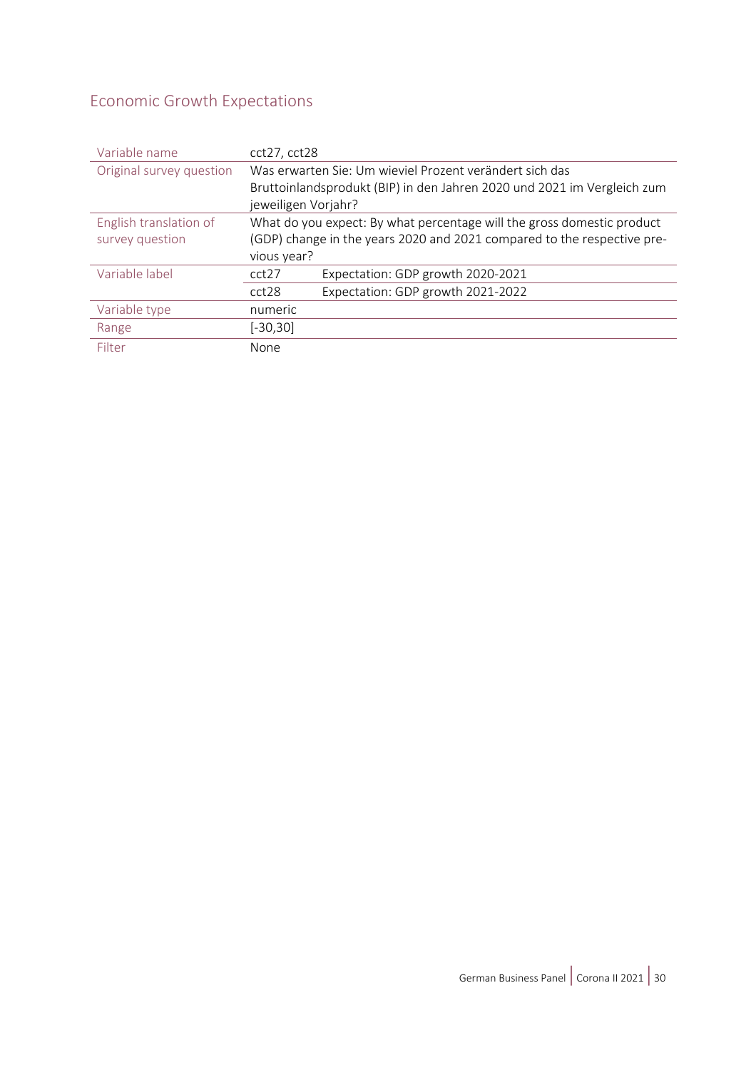## Economic Growth Expectations

| Variable name | cct27, cct28 | |
|---|---|---|
| Original survey question | Was erwarten Sie: Um wieviel Prozent verändert sich das Bruttoinlandsprodukt (BIP) in den Jahren 2020 und 2021 im Vergleich zum jeweiligen Vorjahr? | |
| English translation of survey question | What do you expect: By what percentage will the gross domestic product (GDP) change in the years 2020 and 2021 compared to the respective previous year? | |
| Variable label | cct27 | Expectation: GDP growth 2020-2021 |
| | cct28 | Expectation: GDP growth 2021-2022 |
| Variable type | numeric | |
| Range | [-30,30] | |
| Filter | None | |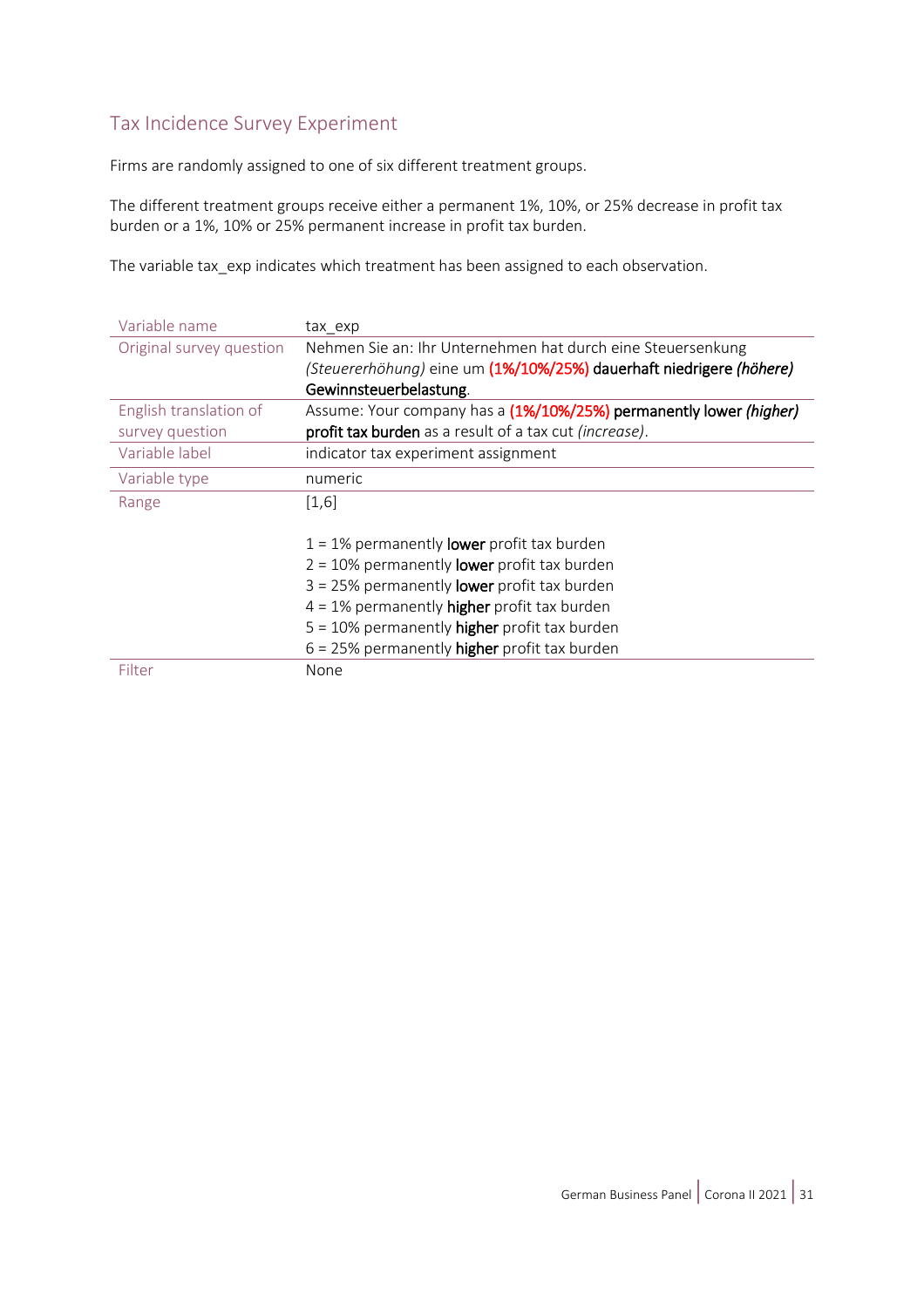## Tax Incidence Survey Experiment

Firms are randomly assigned to one of six different treatment groups.

The different treatment groups receive either a permanent 1%, 10%, or 25% decrease in profit tax burden or a 1%, 10% or 25% permanent increase in profit tax burden.

The variable tax_exp indicates which treatment has been assigned to each observation.

| Variable name | tax_exp |
|---|---|
| Original survey question | Nehmen Sie an: Ihr Unternehmen hat durch eine Steuersenkung *(Steuererhöhung)* eine um **(1%/10%/25%)** **dauerhaft niedrigere *(höhere)* Gewinnsteuerbelastung**. |
| English translation of survey question | Assume: Your company has a **(1%/10%/25%)** **permanently lower *(higher)* profit tax burden** as a result of a tax cut *(increase)*. |
| Variable label | indicator tax experiment assignment |
| Variable type | numeric |
| Range | [1,6]<br><br>1 = 1% permanently **lower** profit tax burden<br>2 = 10% permanently **lower** profit tax burden<br>3 = 25% permanently **lower** profit tax burden<br>4 = 1% permanently **higher** profit tax burden<br>5 = 10% permanently **higher** profit tax burden<br>6 = 25% permanently **higher** profit tax burden |
| Filter | None |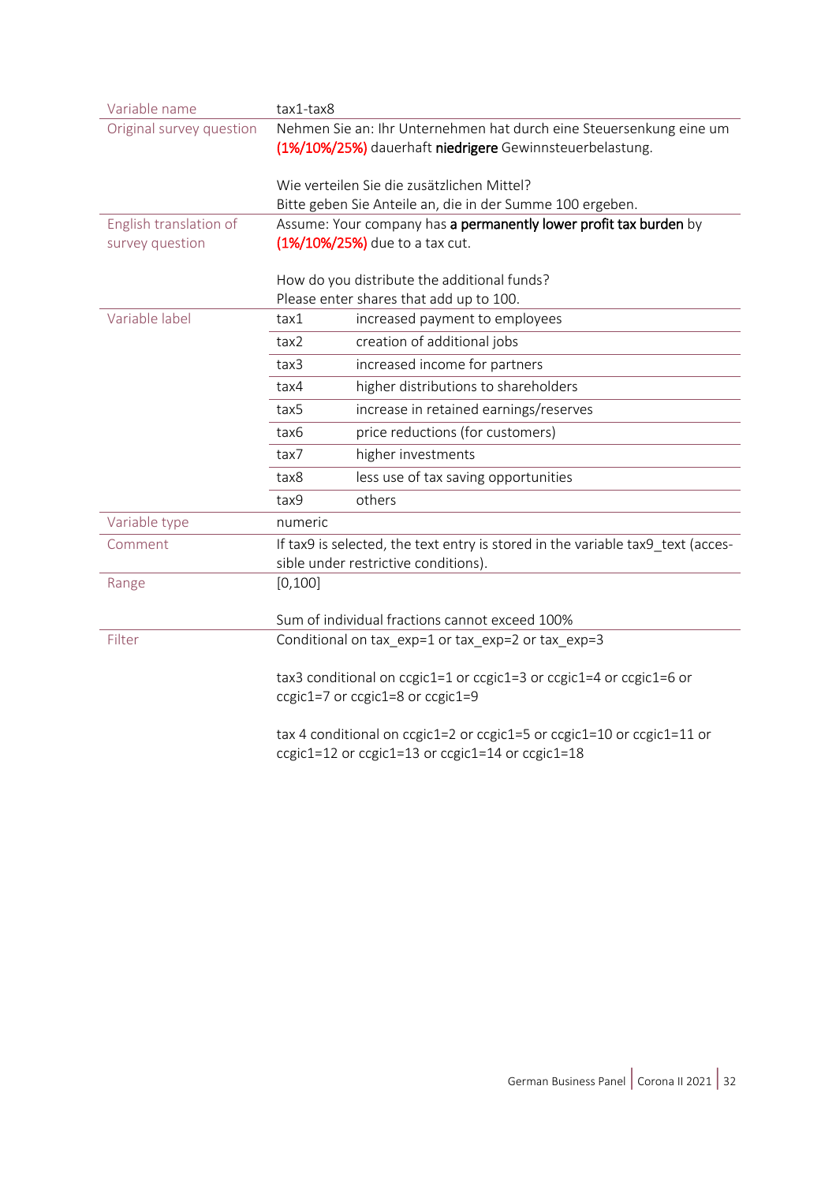| | | |
|---|---|---|
| Variable name | tax1-tax8 | |
| Original survey question | Nehmen Sie an: Ihr Unternehmen hat durch eine Steuersenkung eine um (1%/10%/25%) dauerhaft **niedrigere** Gewinnsteuerbelastung.<br><br>Wie verteilen Sie die zusätzlichen Mittel?<br>Bitte geben Sie Anteile an, die in der Summe 100 ergeben. | |
| English translation of survey question | Assume: Your company has **a permanently lower profit tax burden** by (1%/10%/25%) due to a tax cut.<br><br>How do you distribute the additional funds?<br>Please enter shares that add up to 100. | |
| Variable label | tax1 | increased payment to employees |
| | tax2 | creation of additional jobs |
| | tax3 | increased income for partners |
| | tax4 | higher distributions to shareholders |
| | tax5 | increase in retained earnings/reserves |
| | tax6 | price reductions (for customers) |
| | tax7 | higher investments |
| | tax8 | less use of tax saving opportunities |
| | tax9 | others |
| Variable type | numeric | |
| Comment | If tax9 is selected, the text entry is stored in the variable tax9_text (accessible under restrictive conditions). | |
| Range | [0,100]<br><br>Sum of individual fractions cannot exceed 100% | |
| Filter | Conditional on tax_exp=1 or tax_exp=2 or tax_exp=3<br><br>tax3 conditional on ccgic1=1 or ccgic1=3 or ccgic1=4 or ccgic1=6 or ccgic1=7 or ccgic1=8 or ccgic1=9<br><br>tax 4 conditional on ccgic1=2 or ccgic1=5 or ccgic1=10 or ccgic1=11 or ccgic1=12 or ccgic1=13 or ccgic1=14 or ccgic1=18 | |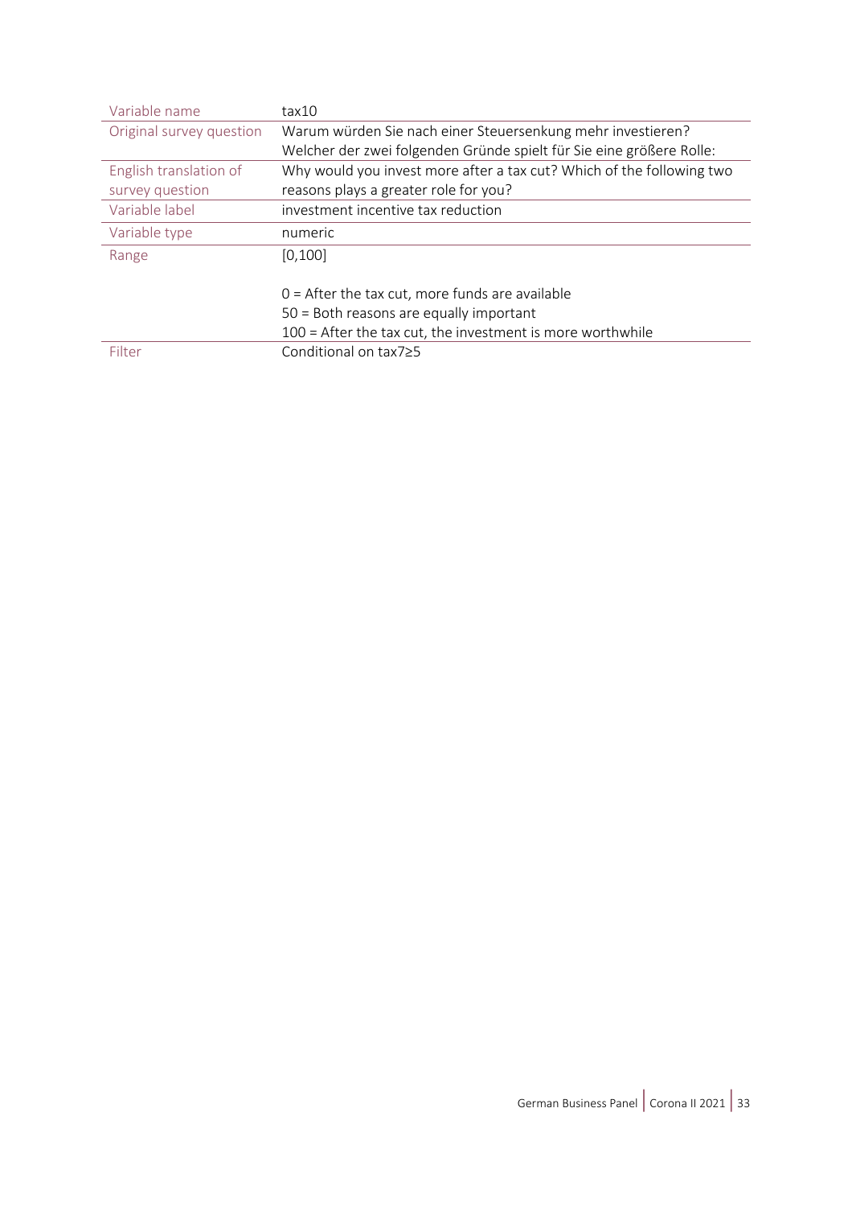| Variable name | tax10 |
| --- | --- |
| Original survey question | Warum würden Sie nach einer Steuersenkung mehr investieren? Welcher der zwei folgenden Gründe spielt für Sie eine größere Rolle: |
| English translation of survey question | Why would you invest more after a tax cut? Which of the following two reasons plays a greater role for you? |
| Variable label | investment incentive tax reduction |
| Variable type | numeric |
| Range | [0,100]<br><br>0 = After the tax cut, more funds are available<br>50 = Both reasons are equally important<br>100 = After the tax cut, the investment is more worthwhile |
| Filter | Conditional on tax7≥5 |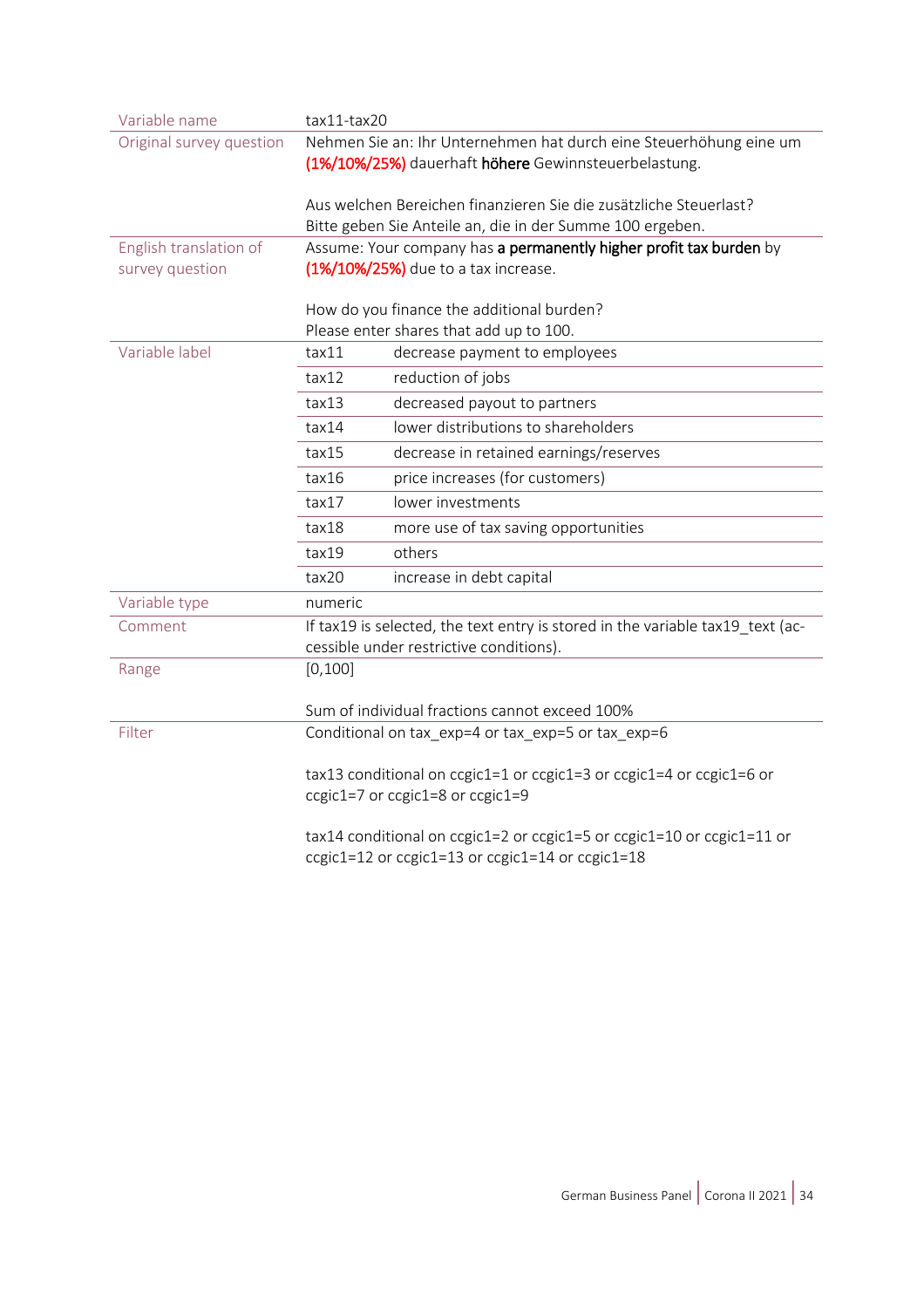| | | |
|---|---|---|
| Variable name | tax11-tax20 | |
| Original survey question | Nehmen Sie an: Ihr Unternehmen hat durch eine Steuerhöhung eine um (1%/10%/25%) dauerhaft **höhere** Gewinnsteuerbelastung.<br><br>Aus welchen Bereichen finanzieren Sie die zusätzliche Steuerlast? Bitte geben Sie Anteile an, die in der Summe 100 ergeben. | |
| English translation of survey question | Assume: Your company has **a permanently higher profit tax burden** by (1%/10%/25%) due to a tax increase.<br><br>How do you finance the additional burden? Please enter shares that add up to 100. | |
| Variable label | tax11 | decrease payment to employees |
| | tax12 | reduction of jobs |
| | tax13 | decreased payout to partners |
| | tax14 | lower distributions to shareholders |
| | tax15 | decrease in retained earnings/reserves |
| | tax16 | price increases (for customers) |
| | tax17 | lower investments |
| | tax18 | more use of tax saving opportunities |
| | tax19 | others |
| | tax20 | increase in debt capital |
| Variable type | numeric | |
| Comment | If tax19 is selected, the text entry is stored in the variable tax19_text (accessible under restrictive conditions). | |
| Range | [0,100]<br><br>Sum of individual fractions cannot exceed 100% | |
| Filter | Conditional on tax_exp=4 or tax_exp=5 or tax_exp=6<br><br>tax13 conditional on ccgic1=1 or ccgic1=3 or ccgic1=4 or ccgic1=6 or ccgic1=7 or ccgic1=8 or ccgic1=9<br><br>tax14 conditional on ccgic1=2 or ccgic1=5 or ccgic1=10 or ccgic1=11 or ccgic1=12 or ccgic1=13 or ccgic1=14 or ccgic1=18 | |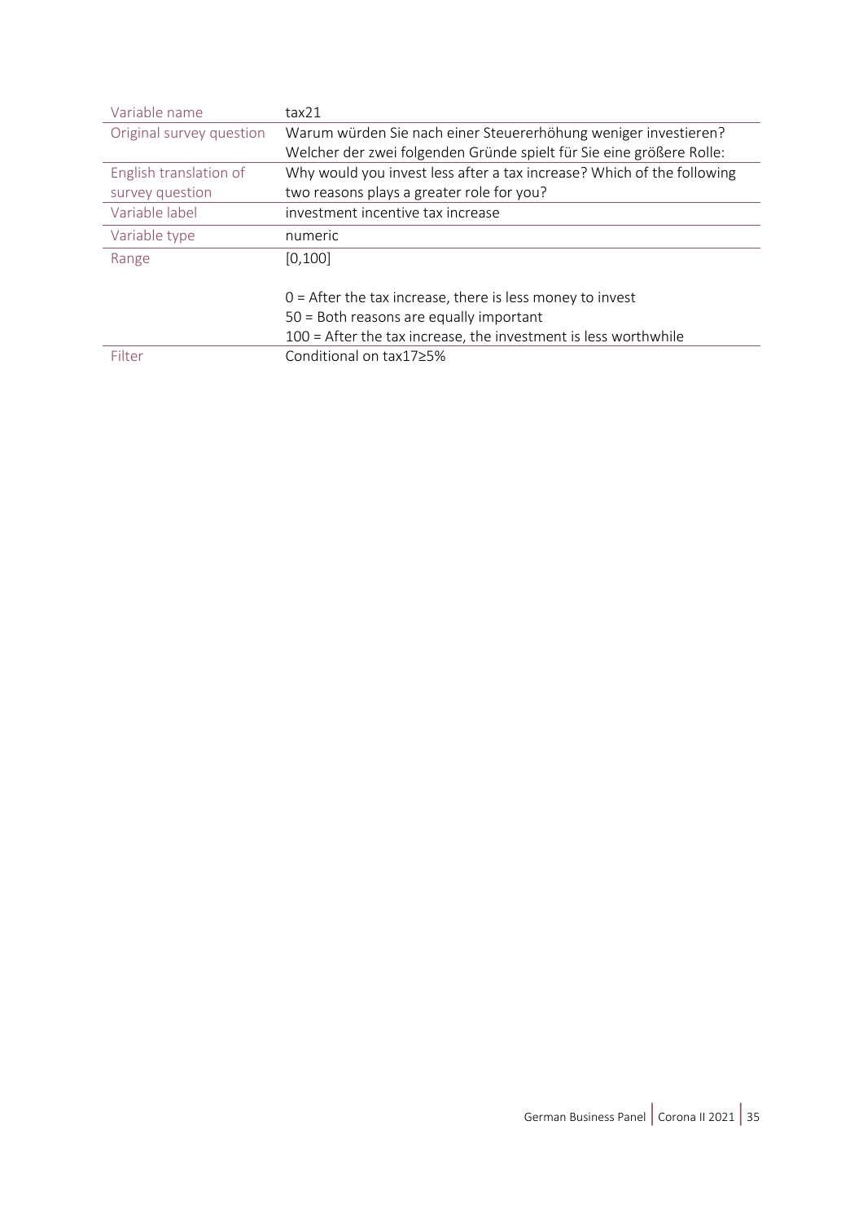| Variable name | tax21 |
| --- | --- |
| Original survey question | Warum würden Sie nach einer Steuererhöhung weniger investieren? Welcher der zwei folgenden Gründe spielt für Sie eine größere Rolle: |
| English translation of survey question | Why would you invest less after a tax increase? Which of the following two reasons plays a greater role for you? |
| Variable label | investment incentive tax increase |
| Variable type | numeric |
| Range | [0,100]<br><br>0 = After the tax increase, there is less money to invest<br>50 = Both reasons are equally important<br>100 = After the tax increase, the investment is less worthwhile |
| Filter | Conditional on tax17≥5% |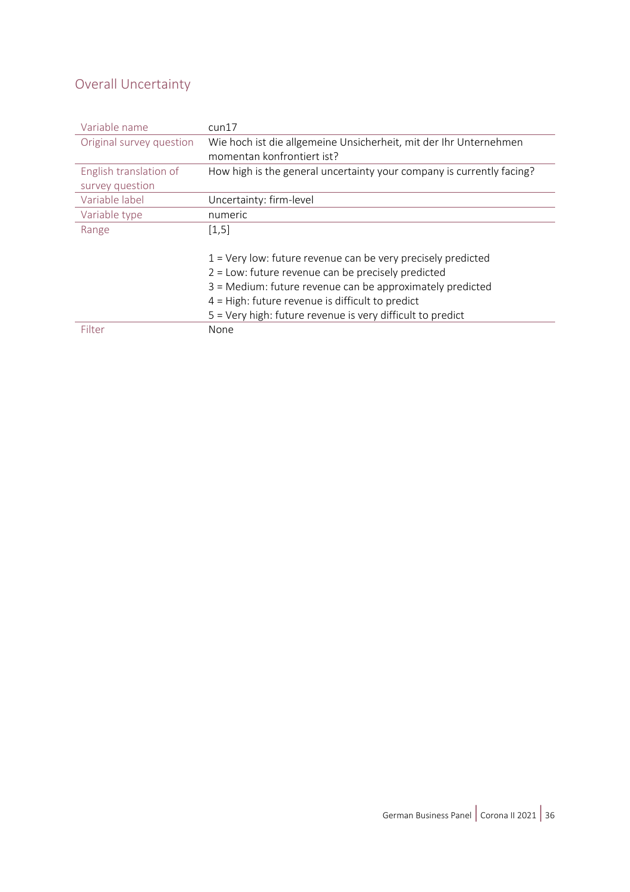## Overall Uncertainty

| | |
|---|---|
| Variable name | cun17 |
| Original survey question | Wie hoch ist die allgemeine Unsicherheit, mit der Ihr Unternehmen momentan konfrontiert ist? |
| English translation of survey question | How high is the general uncertainty your company is currently facing? |
| Variable label | Uncertainty: firm-level |
| Variable type | numeric |
| Range | [1,5]<br><br>1 = Very low: future revenue can be very precisely predicted<br>2 = Low: future revenue can be precisely predicted<br>3 = Medium: future revenue can be approximately predicted<br>4 = High: future revenue is difficult to predict<br>5 = Very high: future revenue is very difficult to predict |
| Filter | None |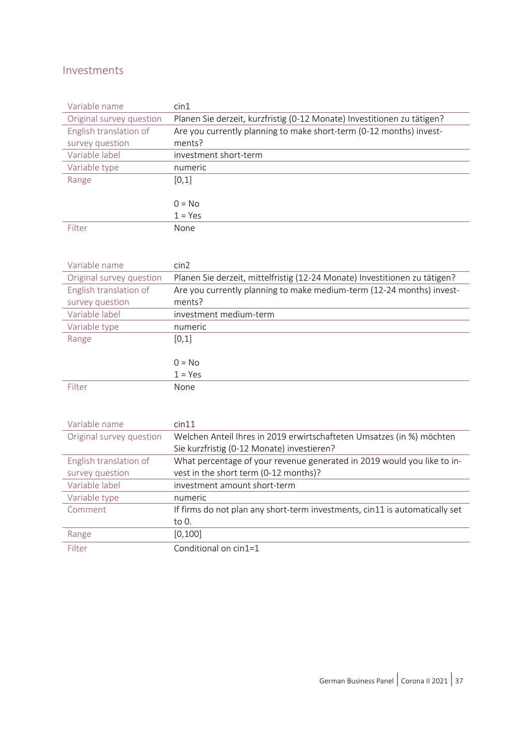## Investments

| Variable name | cin1 |
|---|---|
| Original survey question | Planen Sie derzeit, kurzfristig (0-12 Monate) Investitionen zu tätigen? |
| English translation of survey question | Are you currently planning to make short-term (0-12 months) investments? |
| Variable label | investment short-term |
| Variable type | numeric |
| Range | [0,1]<br><br>0 = No<br>1 = Yes |
| Filter | None |

| Variable name | cin2 |
|---|---|
| Original survey question | Planen Sie derzeit, mittelfristig (12-24 Monate) Investitionen zu tätigen? |
| English translation of survey question | Are you currently planning to make medium-term (12-24 months) investments? |
| Variable label | investment medium-term |
| Variable type | numeric |
| Range | [0,1]<br><br>0 = No<br>1 = Yes |
| Filter | None |

| Variable name | cin11 |
|---|---|
| Original survey question | Welchen Anteil Ihres in 2019 erwirtschafteten Umsatzes (in %) möchten Sie kurzfristig (0-12 Monate) investieren? |
| English translation of survey question | What percentage of your revenue generated in 2019 would you like to invest in the short term (0-12 months)? |
| Variable label | investment amount short-term |
| Variable type | numeric |
| Comment | If firms do not plan any short-term investments, cin11 is automatically set to 0. |
| Range | [0,100] |
| Filter | Conditional on cin1=1 |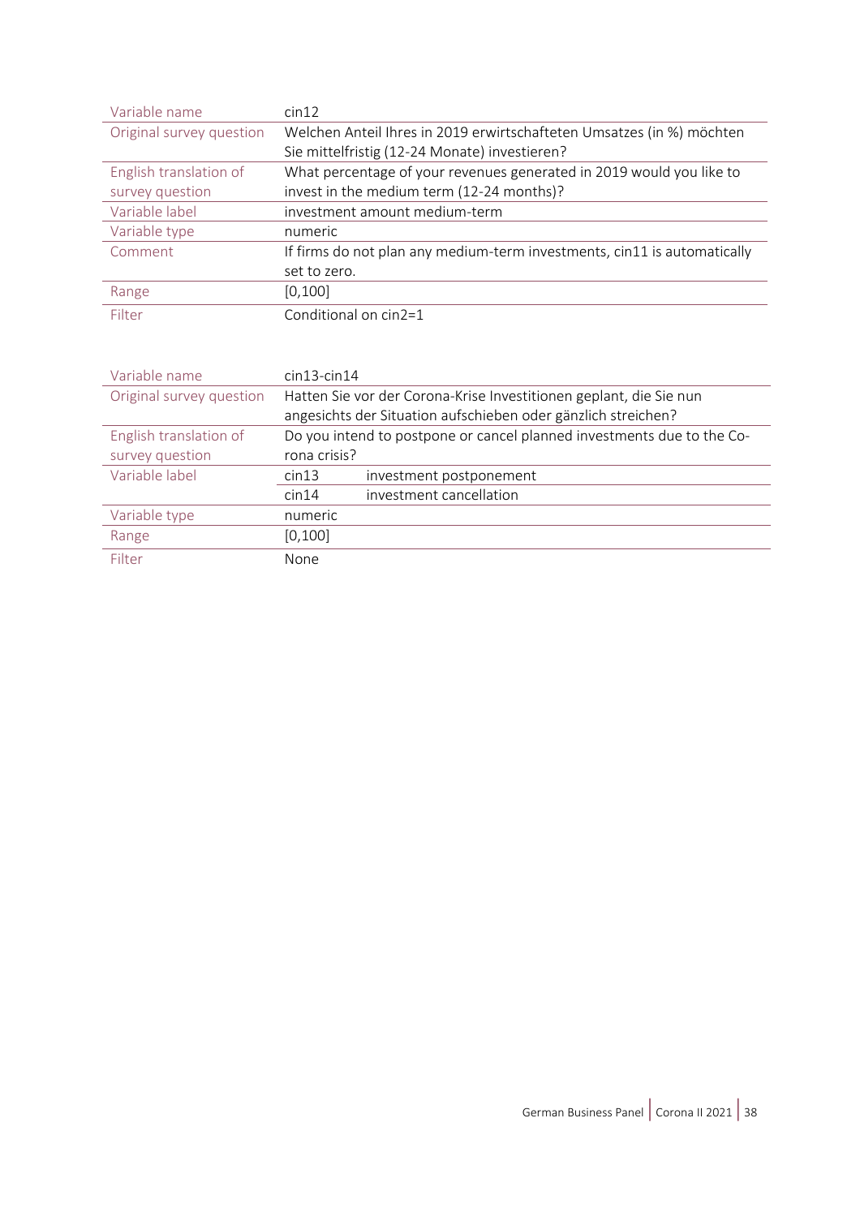| Variable name | cin12 |
| --- | --- |
| Original survey question | Welchen Anteil Ihres in 2019 erwirtschafteten Umsatzes (in %) möchten Sie mittelfristig (12-24 Monate) investieren? |
| English translation of survey question | What percentage of your revenues generated in 2019 would you like to invest in the medium term (12-24 months)? |
| Variable label | investment amount medium-term |
| Variable type | numeric |
| Comment | If firms do not plan any medium-term investments, cin11 is automatically set to zero. |
| Range | [0,100] |
| Filter | Conditional on cin2=1 |

| Variable name | cin13-cin14 | |
| --- | --- | --- |
| Original survey question | Hatten Sie vor der Corona-Krise Investitionen geplant, die Sie nun angesichts der Situation aufschieben oder gänzlich streichen? | |
| English translation of survey question | Do you intend to postpone or cancel planned investments due to the Corona crisis? | |
| Variable label | cin13 | investment postponement |
| | cin14 | investment cancellation |
| Variable type | numeric | |
| Range | [0,100] | |
| Filter | None | |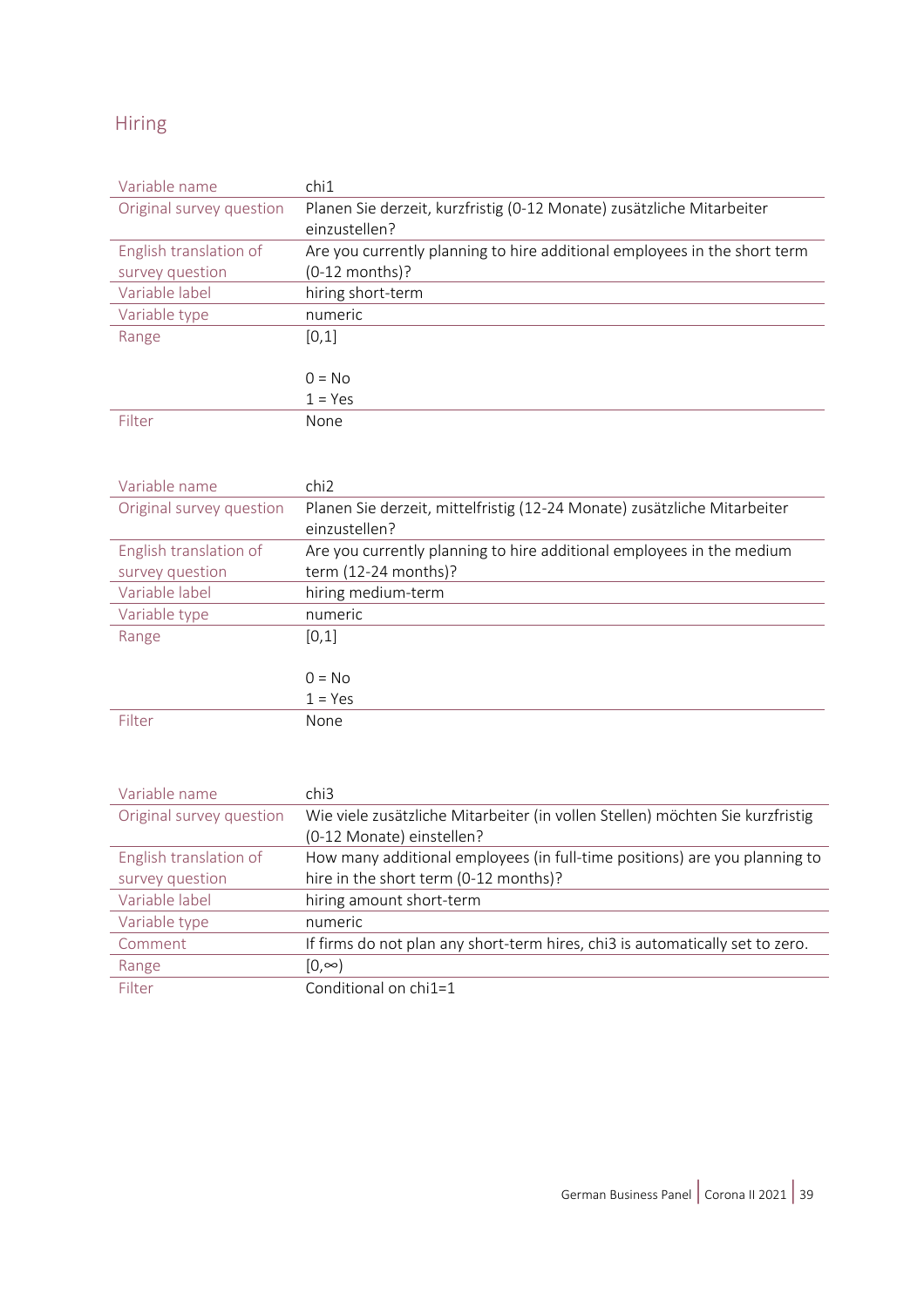## Hiring

| Variable name | chi1 |
| --- | --- |
| Original survey question | Planen Sie derzeit, kurzfristig (0-12 Monate) zusätzliche Mitarbeiter einzustellen? |
| English translation of survey question | Are you currently planning to hire additional employees in the short term (0-12 months)? |
| Variable label | hiring short-term |
| Variable type | numeric |
| Range | [0,1]<br><br>0 = No<br>1 = Yes |
| Filter | None |

| Variable name | chi2 |
| --- | --- |
| Original survey question | Planen Sie derzeit, mittelfristig (12-24 Monate) zusätzliche Mitarbeiter einzustellen? |
| English translation of survey question | Are you currently planning to hire additional employees in the medium term (12-24 months)? |
| Variable label | hiring medium-term |
| Variable type | numeric |
| Range | [0,1]<br><br>0 = No<br>1 = Yes |
| Filter | None |

| Variable name | chi3 |
| --- | --- |
| Original survey question | Wie viele zusätzliche Mitarbeiter (in vollen Stellen) möchten Sie kurzfristig (0-12 Monate) einstellen? |
| English translation of survey question | How many additional employees (in full-time positions) are you planning to hire in the short term (0-12 months)? |
| Variable label | hiring amount short-term |
| Variable type | numeric |
| Comment | If firms do not plan any short-term hires, chi3 is automatically set to zero. |
| Range | $[0,\infty)$ |
| Filter | Conditional on chi1=1 |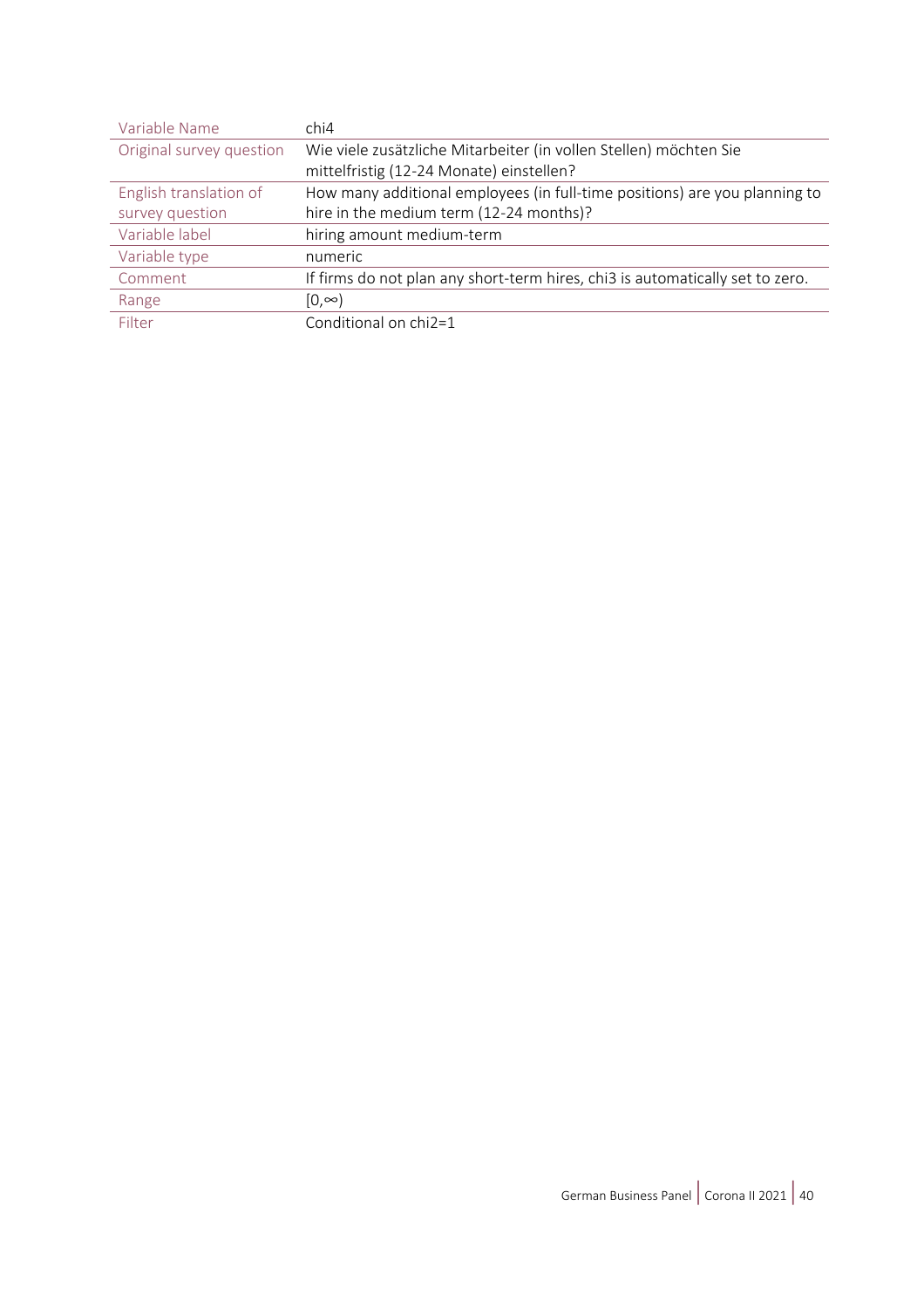| Variable Name | chi4 |
|---|---|
| Original survey question | Wie viele zusätzliche Mitarbeiter (in vollen Stellen) möchten Sie mittelfristig (12-24 Monate) einstellen? |
| English translation of survey question | How many additional employees (in full-time positions) are you planning to hire in the medium term (12-24 months)? |
| Variable label | hiring amount medium-term |
| Variable type | numeric |
| Comment | If firms do not plan any short-term hires, chi3 is automatically set to zero. |
| Range | $[0,\infty)$ |
| Filter | Conditional on chi2=1 |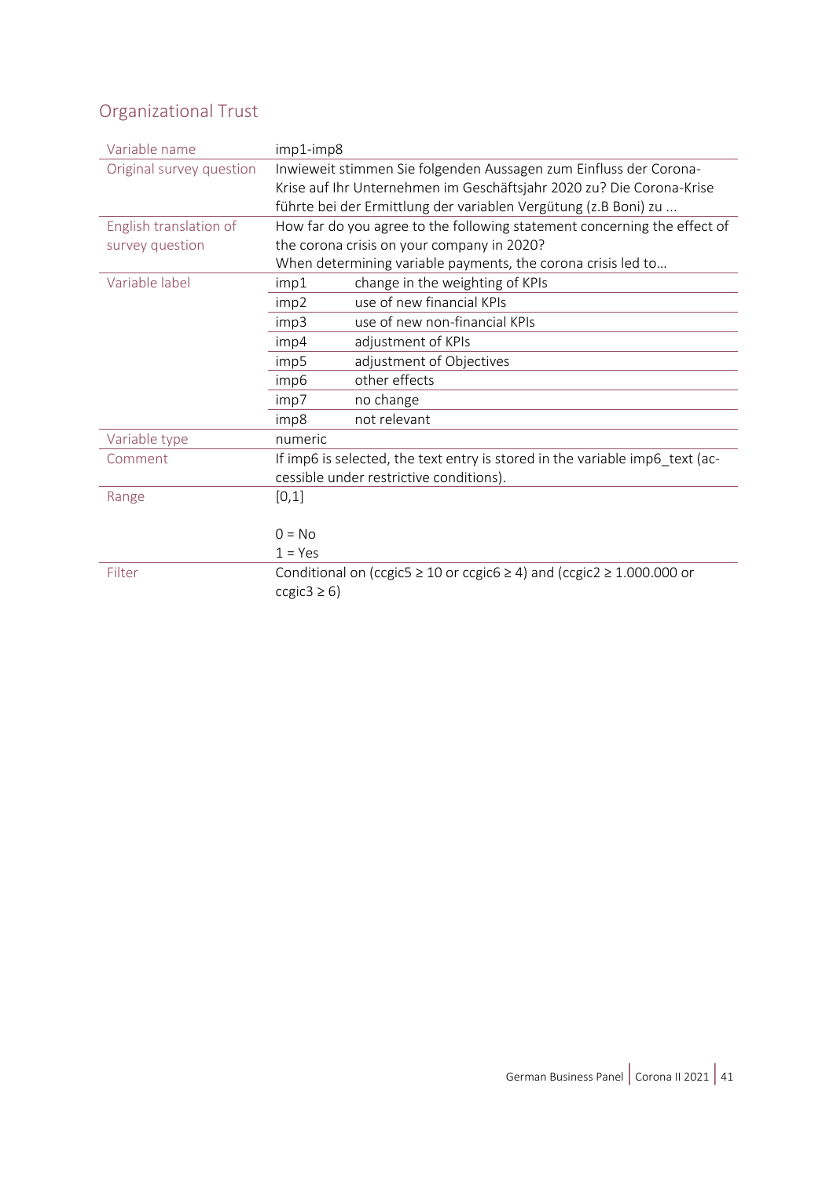## Organizational Trust

| Variable name | imp1-imp8 | |
|---|---|---|
| Original survey question | Inwieweit stimmen Sie folgenden Aussagen zum Einfluss der Corona-Krise auf Ihr Unternehmen im Geschäftsjahr 2020 zu? Die Corona-Krise führte bei der Ermittlung der variablen Vergütung (z.B Boni) zu ... | |
| English translation of survey question | How far do you agree to the following statement concerning the effect of the corona crisis on your company in 2020? When determining variable payments, the corona crisis led to… | |
| Variable label | imp1 | change in the weighting of KPIs |
| | imp2 | use of new financial KPIs |
| | imp3 | use of new non-financial KPIs |
| | imp4 | adjustment of KPIs |
| | imp5 | adjustment of Objectives |
| | imp6 | other effects |
| | imp7 | no change |
| | imp8 | not relevant |
| Variable type | numeric | |
| Comment | If imp6 is selected, the text entry is stored in the variable imp6_text (accessible under restrictive conditions). | |
| Range | [0,1]<br><br>0 = No<br>1 = Yes | |
| Filter | Conditional on (ccgic5 ≥ 10 or ccgic6 ≥ 4) and (ccgic2 ≥ 1.000.000 or ccgic3 ≥ 6) | |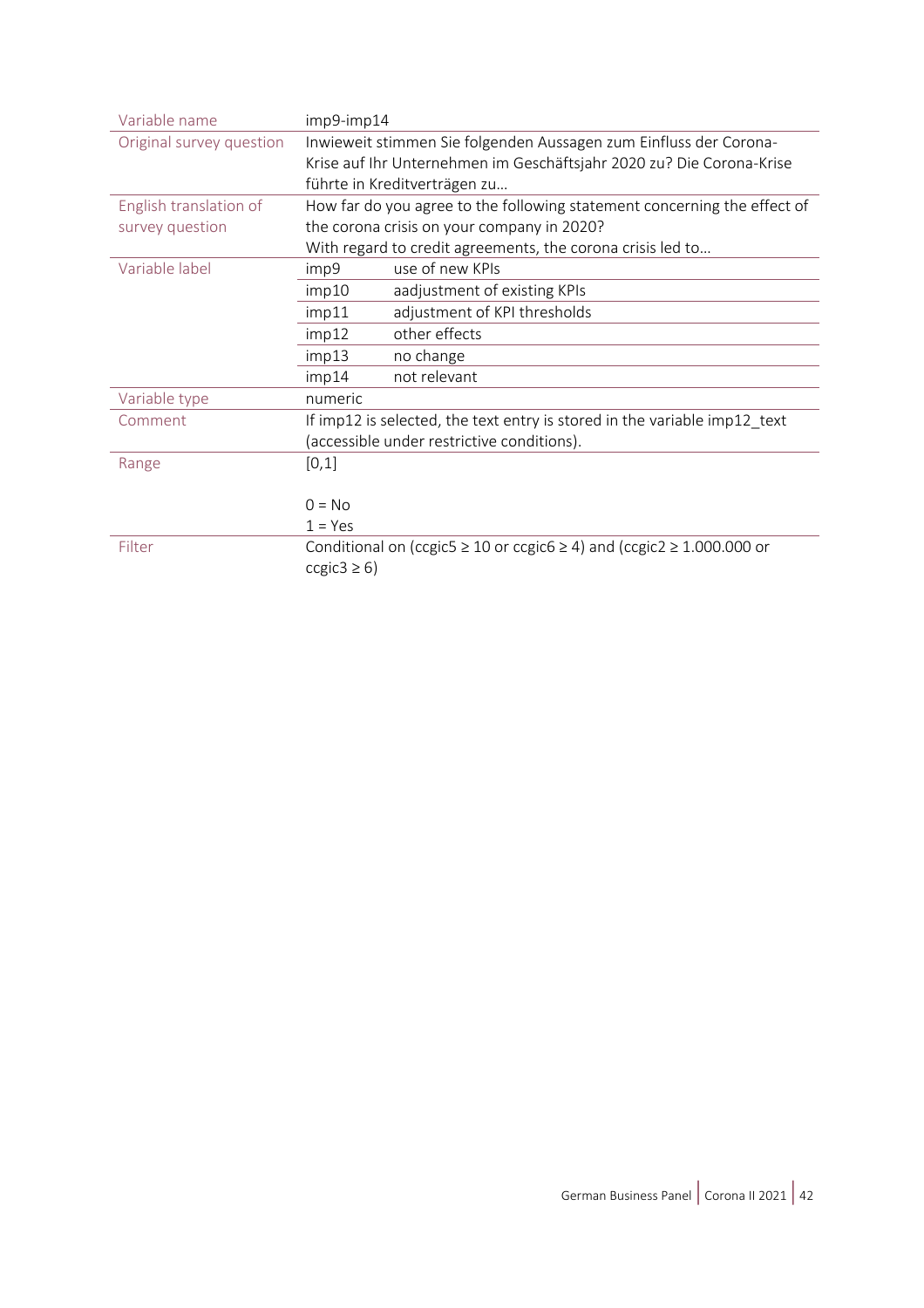| | | |
|---|---|---|
| Variable name | imp9-imp14 | |
| Original survey question | Inwieweit stimmen Sie folgenden Aussagen zum Einfluss der Corona-Krise auf Ihr Unternehmen im Geschäftsjahr 2020 zu? Die Corona-Krise führte in Kreditverträgen zu… | |
| English translation of survey question | How far do you agree to the following statement concerning the effect of the corona crisis on your company in 2020? With regard to credit agreements, the corona crisis led to… | |
| Variable label | imp9 | use of new KPIs |
| | imp10 | aadjustment of existing KPIs |
| | imp11 | adjustment of KPI thresholds |
| | imp12 | other effects |
| | imp13 | no change |
| | imp14 | not relevant |
| Variable type | numeric | |
| Comment | If imp12 is selected, the text entry is stored in the variable imp12_text (accessible under restrictive conditions). | |
| Range | [0,1]<br><br>0 = No<br>1 = Yes | |
| Filter | Conditional on (ccgic5 ≥ 10 or ccgic6 ≥ 4) and (ccgic2 ≥ 1.000.000 or ccgic3 ≥ 6) | |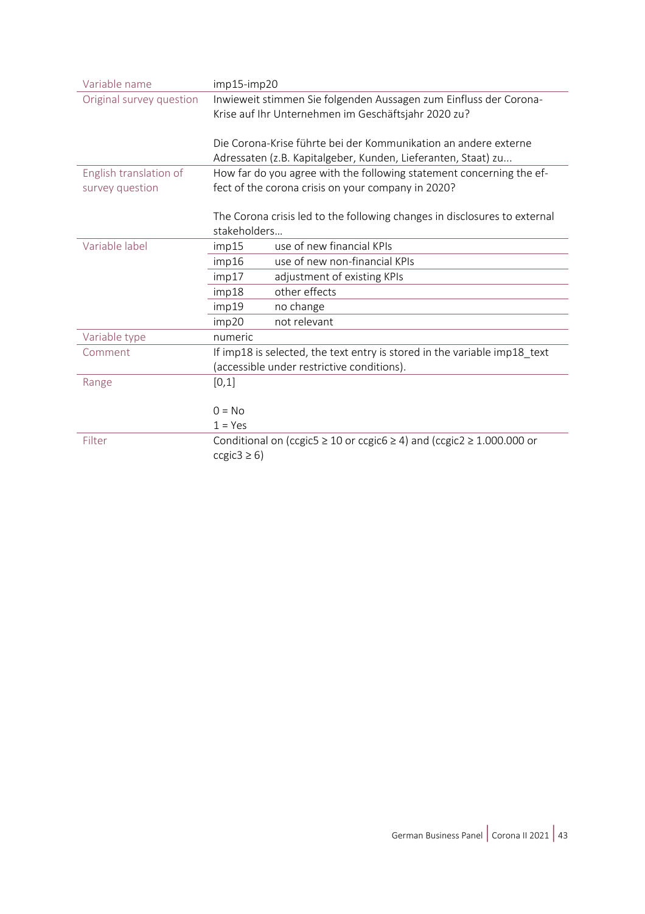| | | |
|---|---|---|
| Variable name | imp15-imp20 | |
| Original survey question | Inwieweit stimmen Sie folgenden Aussagen zum Einfluss der Corona-Krise auf Ihr Unternehmen im Geschäftsjahr 2020 zu?<br><br>Die Corona-Krise führte bei der Kommunikation an andere externe Adressaten (z.B. Kapitalgeber, Kunden, Lieferanten, Staat) zu... | |
| English translation of survey question | How far do you agree with the following statement concerning the effect of the corona crisis on your company in 2020?<br><br>The Corona crisis led to the following changes in disclosures to external stakeholders... | |
| Variable label | imp15 | use of new financial KPIs |
| | imp16 | use of new non-financial KPIs |
| | imp17 | adjustment of existing KPIs |
| | imp18 | other effects |
| | imp19 | no change |
| | imp20 | not relevant |
| Variable type | numeric | |
| Comment | If imp18 is selected, the text entry is stored in the variable imp18_text (accessible under restrictive conditions). | |
| Range | [0,1]<br><br>0 = No<br>1 = Yes | |
| Filter | Conditional on (ccgic5 ≥ 10 or ccgic6 ≥ 4) and (ccgic2 ≥ 1.000.000 or ccgic3 ≥ 6) | |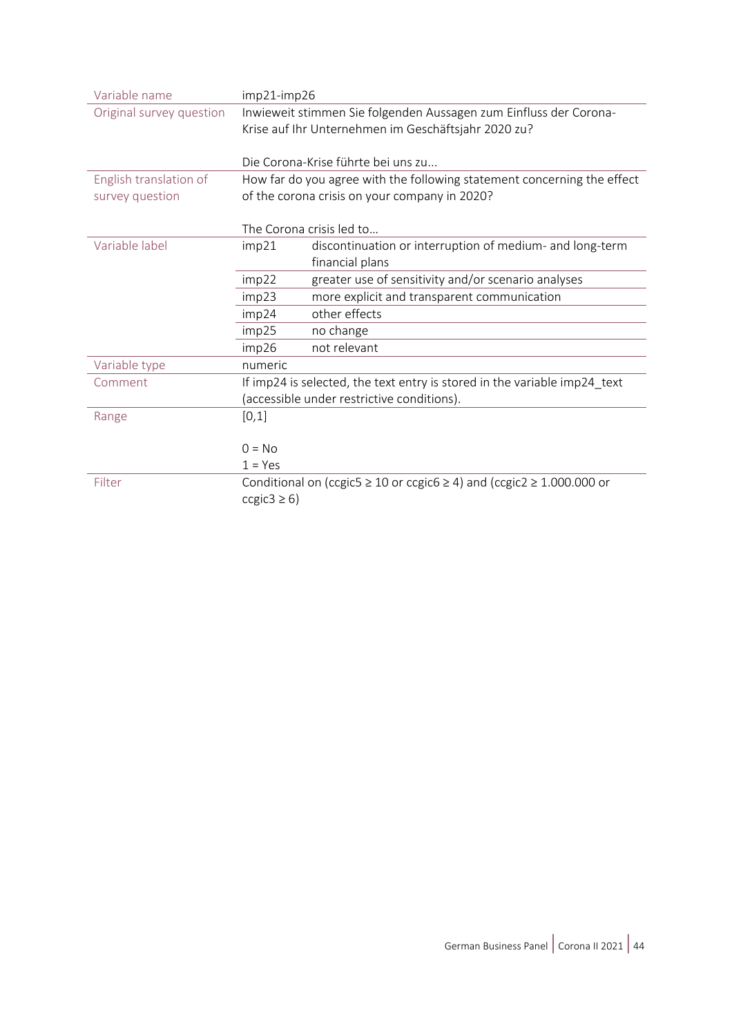| Variable name | imp21-imp26 | |
|---|---|---|
| Original survey question | Inwieweit stimmen Sie folgenden Aussagen zum Einfluss der Corona-Krise auf Ihr Unternehmen im Geschäftsjahr 2020 zu?<br><br>Die Corona-Krise führte bei uns zu... | |
| English translation of survey question | How far do you agree with the following statement concerning the effect of the corona crisis on your company in 2020?<br><br>The Corona crisis led to... | |
| Variable label | imp21 | discontinuation or interruption of medium- and long-term financial plans |
| | imp22 | greater use of sensitivity and/or scenario analyses |
| | imp23 | more explicit and transparent communication |
| | imp24 | other effects |
| | imp25 | no change |
| | imp26 | not relevant |
| Variable type | numeric | |
| Comment | If imp24 is selected, the text entry is stored in the variable imp24_text (accessible under restrictive conditions). | |
| Range | [0,1]<br><br>0 = No<br>1 = Yes | |
| Filter | Conditional on (ccgic5 ≥ 10 or ccgic6 ≥ 4) and (ccgic2 ≥ 1.000.000 or ccgic3 ≥ 6) | |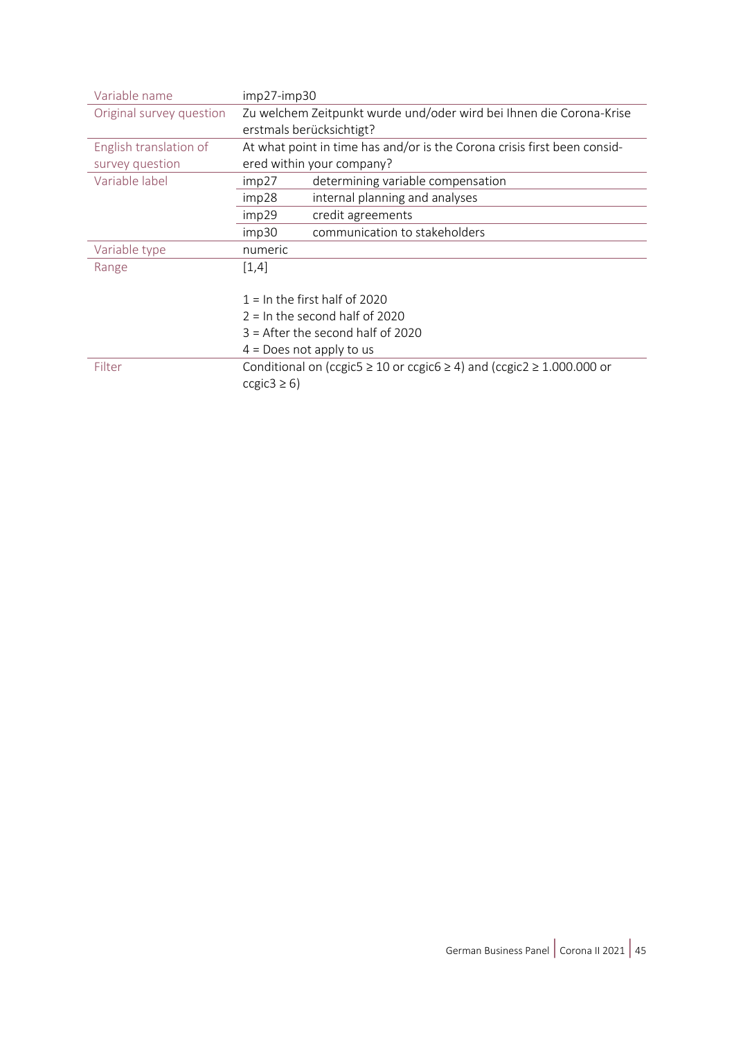| | | |
|---|---|---|
| Variable name | imp27-imp30 | |
| Original survey question | Zu welchem Zeitpunkt wurde und/oder wird bei Ihnen die Corona-Krise erstmals berücksichtigt? | |
| English translation of survey question | At what point in time has and/or is the Corona crisis first been considered within your company? | |
| Variable label | imp27 | determining variable compensation |
| | imp28 | internal planning and analyses |
| | imp29 | credit agreements |
| | imp30 | communication to stakeholders |
| Variable type | numeric | |
| Range | [1,4]<br><br>1 = In the first half of 2020<br>2 = In the second half of 2020<br>3 = After the second half of 2020<br>4 = Does not apply to us | |
| Filter | Conditional on (ccgic5 ≥ 10 or ccgic6 ≥ 4) and (ccgic2 ≥ 1.000.000 or ccgic3 ≥ 6) | |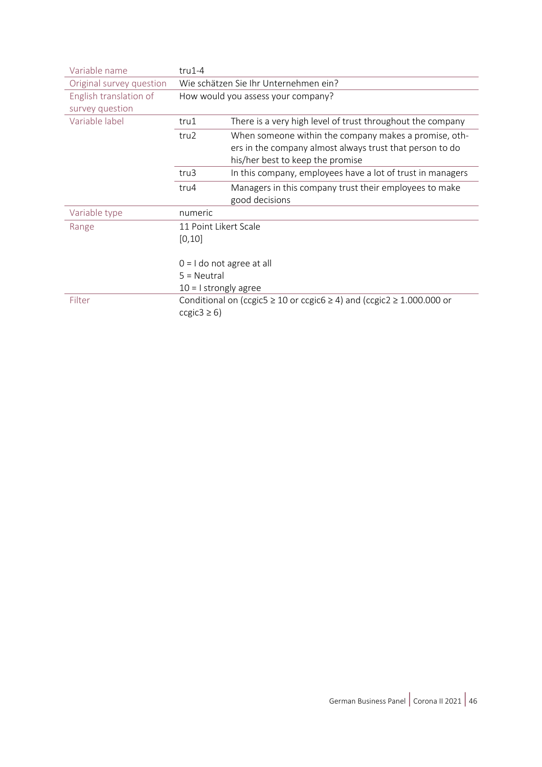| Variable name | tru1-4 | |
|---|---|---|
| Original survey question | Wie schätzen Sie Ihr Unternehmen ein? | |
| English translation of survey question | How would you assess your company? | |
| Variable label | tru1 | There is a very high level of trust throughout the company |
| | tru2 | When someone within the company makes a promise, others in the company almost always trust that person to do his/her best to keep the promise |
| | tru3 | In this company, employees have a lot of trust in managers |
| | tru4 | Managers in this company trust their employees to make good decisions |
| Variable type | numeric | |
| Range | 11 Point Likert Scale<br>[0,10]<br><br>0 = I do not agree at all<br>5 = Neutral<br>10 = I strongly agree | |
| Filter | Conditional on (ccgic5 ≥ 10 or ccgic6 ≥ 4) and (ccgic2 ≥ 1.000.000 or ccgic3 ≥ 6) | |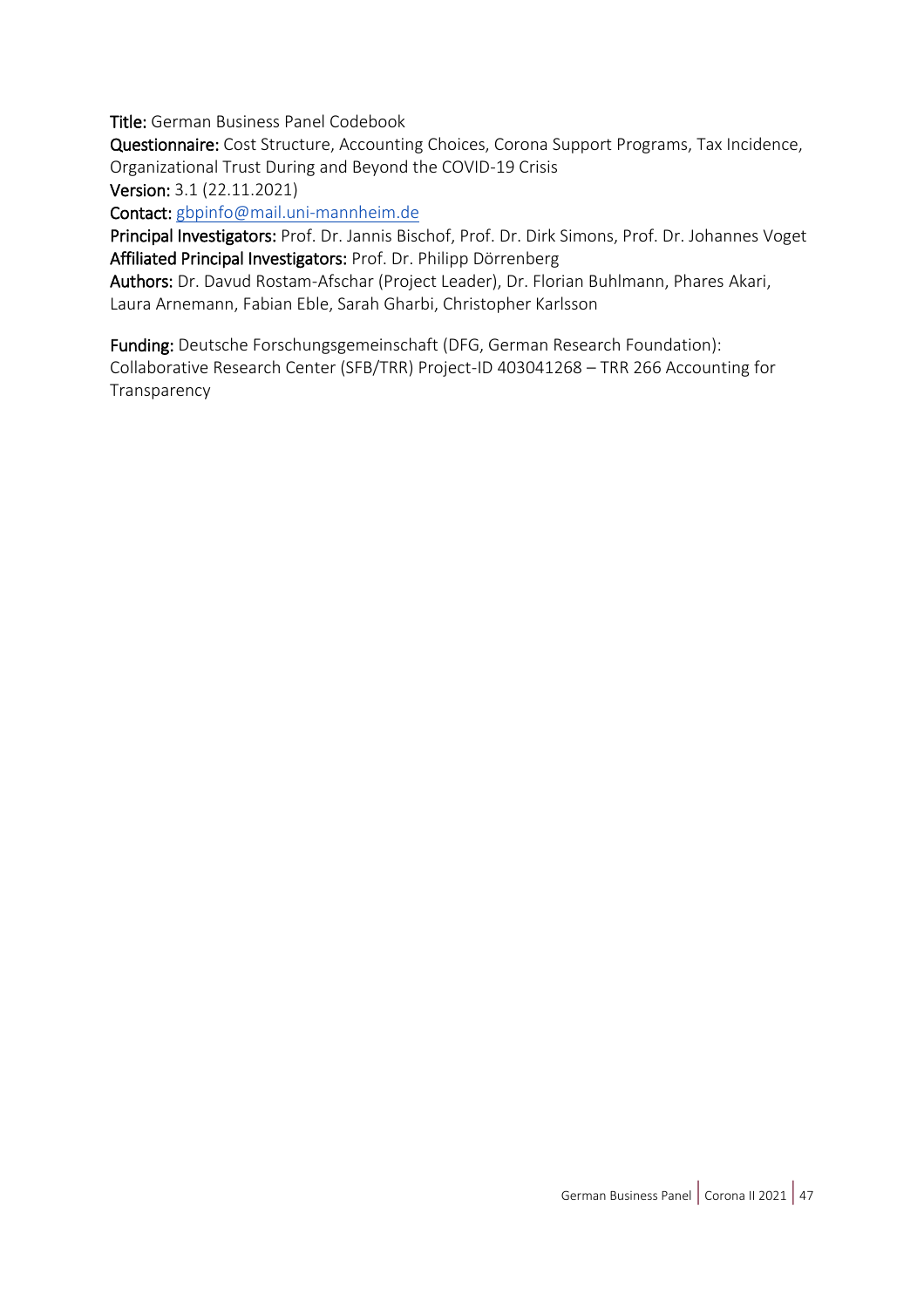**Title:** German Business Panel Codebook

**Questionnaire:** Cost Structure, Accounting Choices, Corona Support Programs, Tax Incidence, Organizational Trust During and Beyond the COVID-19 Crisis

**Version:** 3.1 (22.11.2021)

**Contact:** gbpinfo@mail.uni-mannheim.de

**Principal Investigators:** Prof. Dr. Jannis Bischof, Prof. Dr. Dirk Simons, Prof. Dr. Johannes Voget

**Affiliated Principal Investigators:** Prof. Dr. Philipp Dörrenberg

**Authors:** Dr. Davud Rostam-Afschar (Project Leader), Dr. Florian Buhlmann, Phares Akari, Laura Arnemann, Fabian Eble, Sarah Gharbi, Christopher Karlsson

**Funding:** Deutsche Forschungsgemeinschaft (DFG, German Research Foundation): Collaborative Research Center (SFB/TRR) Project-ID 403041268 – TRR 266 Accounting for Transparency